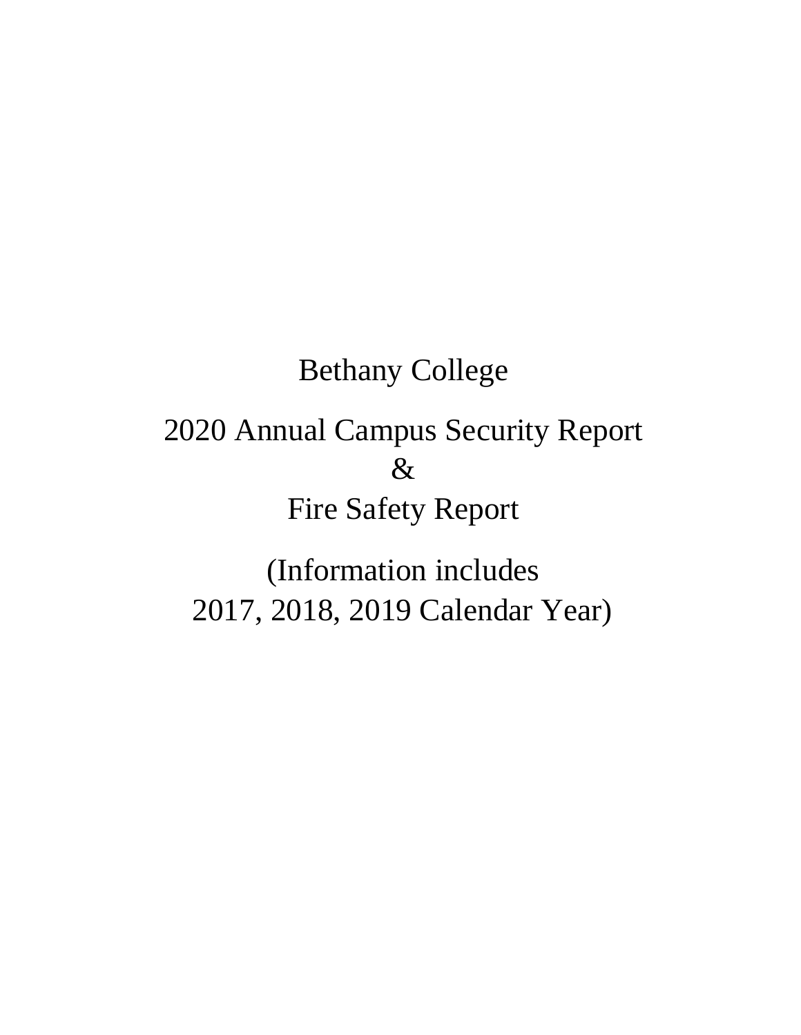# Bethany College

## 2020 Annual Campus Security Report
## &
## Fire Safety Report

(Information includes
2017, 2018, 2019 Calendar Year)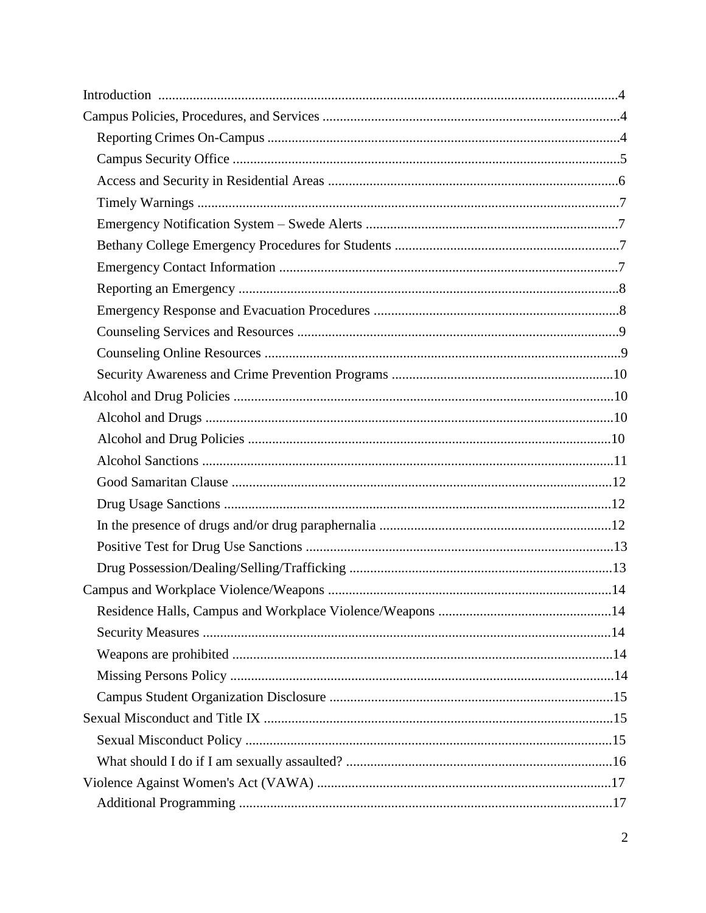Introduction ....................................................................................................................4

Campus Policies, Procedures, and Services .....................................................................................4

- Reporting Crimes On-Campus .....................................................................................................4
- Campus Security Office ...............................................................................................................5
- Access and Security in Residential Areas ...................................................................................6
- Timely Warnings .........................................................................................................................7
- Emergency Notification System – Swede Alerts ........................................................................7
- Bethany College Emergency Procedures for Students ................................................................7
- Emergency Contact Information .................................................................................................7
- Reporting an Emergency .............................................................................................................8
- Emergency Response and Evacuation Procedures .......................................................................8
- Counseling Services and Resources ............................................................................................9
- Counseling Online Resources ......................................................................................................9
- Security Awareness and Crime Prevention Programs ................................................................10

Alcohol and Drug Policies .............................................................................................................10

- Alcohol and Drugs .....................................................................................................................10
- Alcohol and Drug Policies .........................................................................................................10
- Alcohol Sanctions ......................................................................................................................11
- Good Samaritan Clause .............................................................................................................12
- Drug Usage Sanctions ...............................................................................................................12
- In the presence of drugs and/or drug paraphernalia ..................................................................12
- Positive Test for Drug Use Sanctions .........................................................................................13
- Drug Possession/Dealing/Selling/Trafficking ............................................................................13

Campus and Workplace Violence/Weapons .................................................................................14

- Residence Halls, Campus and Workplace Violence/Weapons .................................................14
- Security Measures ......................................................................................................................14
- Weapons are prohibited .............................................................................................................14
- Missing Persons Policy ..............................................................................................................14
- Campus Student Organization Disclosure .................................................................................15

Sexual Misconduct and Title IX ....................................................................................................15

- Sexual Misconduct Policy .........................................................................................................15
- What should I do if I am sexually assaulted? ............................................................................16

Violence Against Women's Act (VAWA) ....................................................................................17

- Additional Programming ...........................................................................................................17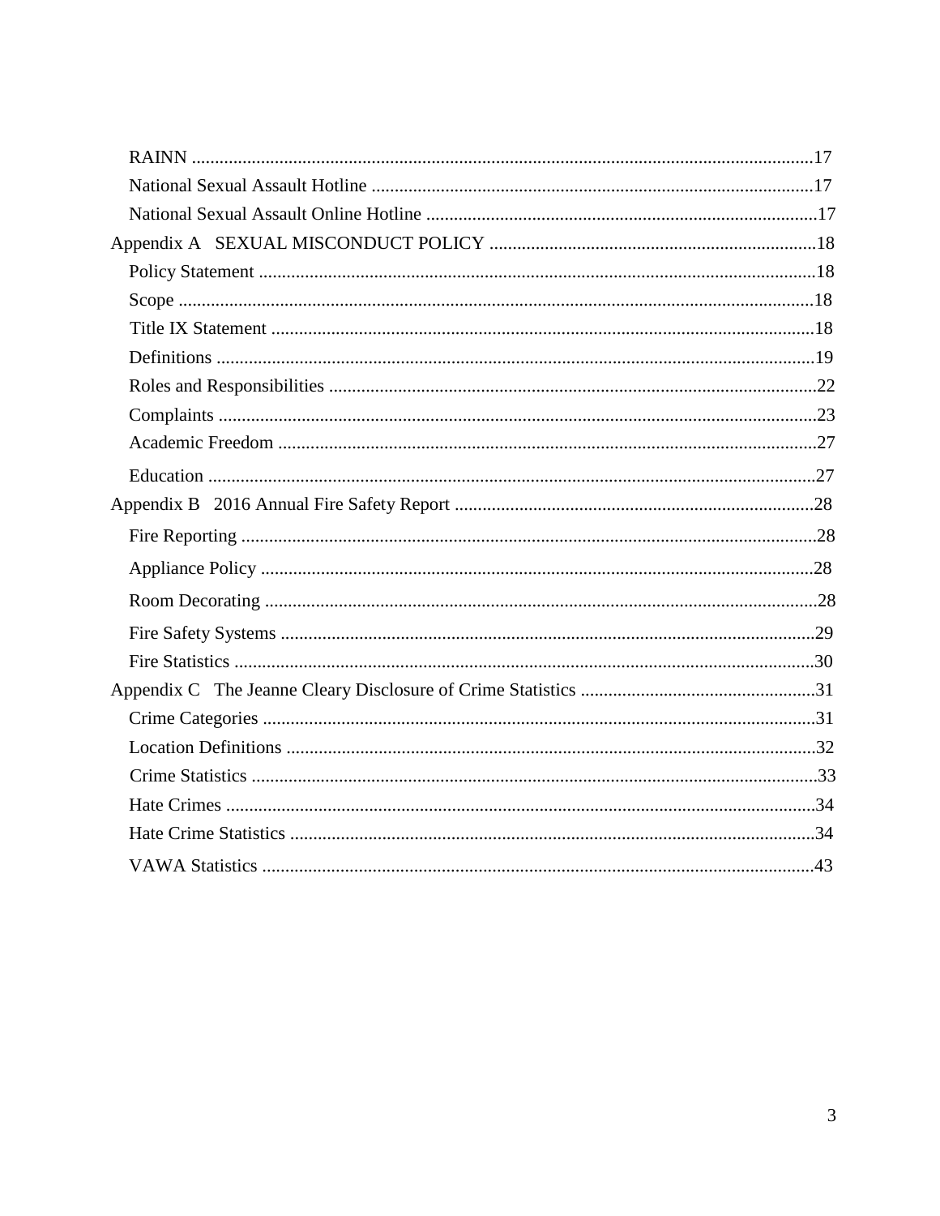RAINN ....................................................................................................................................17

National Sexual Assault Hotline ...............................................................................................17

National Sexual Assault Online Hotline ....................................................................................17

Appendix A SEXUAL MISCONDUCT POLICY ......................................................................18

Policy Statement ........................................................................................................................18

Scope .........................................................................................................................................18

Title IX Statement .....................................................................................................................18

Definitions .................................................................................................................................19

Roles and Responsibilities .........................................................................................................22

Complaints .................................................................................................................................23

Academic Freedom ....................................................................................................................27

Education ...................................................................................................................................27

Appendix B 2016 Annual Fire Safety Report .............................................................................28

Fire Reporting ............................................................................................................................28

Appliance Policy .......................................................................................................................28

Room Decorating .......................................................................................................................28

Fire Safety Systems ...................................................................................................................29

Fire Statistics .............................................................................................................................30

Appendix C The Jeanne Cleary Disclosure of Crime Statistics ..................................................31

Crime Categories .......................................................................................................................31

Location Definitions ..................................................................................................................32

Crime Statistics ..........................................................................................................................33

Hate Crimes ...............................................................................................................................34

Hate Crime Statistics .................................................................................................................34

VAWA Statistics .......................................................................................................................43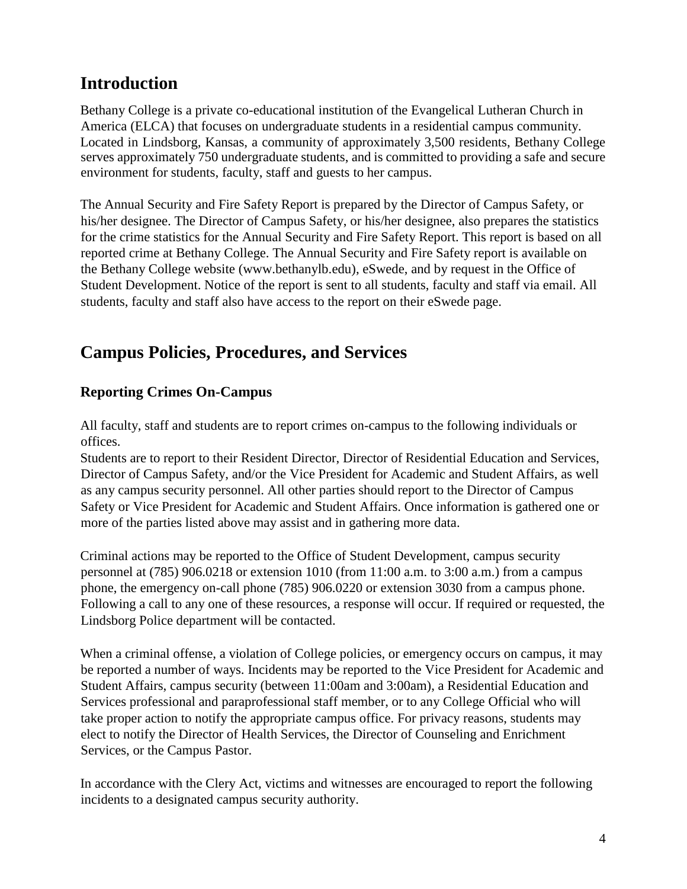# Introduction

Bethany College is a private co-educational institution of the Evangelical Lutheran Church in America (ELCA) that focuses on undergraduate students in a residential campus community. Located in Lindsborg, Kansas, a community of approximately 3,500 residents, Bethany College serves approximately 750 undergraduate students, and is committed to providing a safe and secure environment for students, faculty, staff and guests to her campus.

The Annual Security and Fire Safety Report is prepared by the Director of Campus Safety, or his/her designee. The Director of Campus Safety, or his/her designee, also prepares the statistics for the crime statistics for the Annual Security and Fire Safety Report. This report is based on all reported crime at Bethany College. The Annual Security and Fire Safety report is available on the Bethany College website (www.bethanylb.edu), eSwede, and by request in the Office of Student Development. Notice of the report is sent to all students, faculty and staff via email. All students, faculty and staff also have access to the report on their eSwede page.

# Campus Policies, Procedures, and Services

## Reporting Crimes On-Campus

All faculty, staff and students are to report crimes on-campus to the following individuals or offices.

Students are to report to their Resident Director, Director of Residential Education and Services, Director of Campus Safety, and/or the Vice President for Academic and Student Affairs, as well as any campus security personnel. All other parties should report to the Director of Campus Safety or Vice President for Academic and Student Affairs. Once information is gathered one or more of the parties listed above may assist and in gathering more data.

Criminal actions may be reported to the Office of Student Development, campus security personnel at (785) 906.0218 or extension 1010 (from 11:00 a.m. to 3:00 a.m.) from a campus phone, the emergency on-call phone (785) 906.0220 or extension 3030 from a campus phone. Following a call to any one of these resources, a response will occur. If required or requested, the Lindsborg Police department will be contacted.

When a criminal offense, a violation of College policies, or emergency occurs on campus, it may be reported a number of ways. Incidents may be reported to the Vice President for Academic and Student Affairs, campus security (between 11:00am and 3:00am), a Residential Education and Services professional and paraprofessional staff member, or to any College Official who will take proper action to notify the appropriate campus office. For privacy reasons, students may elect to notify the Director of Health Services, the Director of Counseling and Enrichment Services, or the Campus Pastor.

In accordance with the Clery Act, victims and witnesses are encouraged to report the following incidents to a designated campus security authority.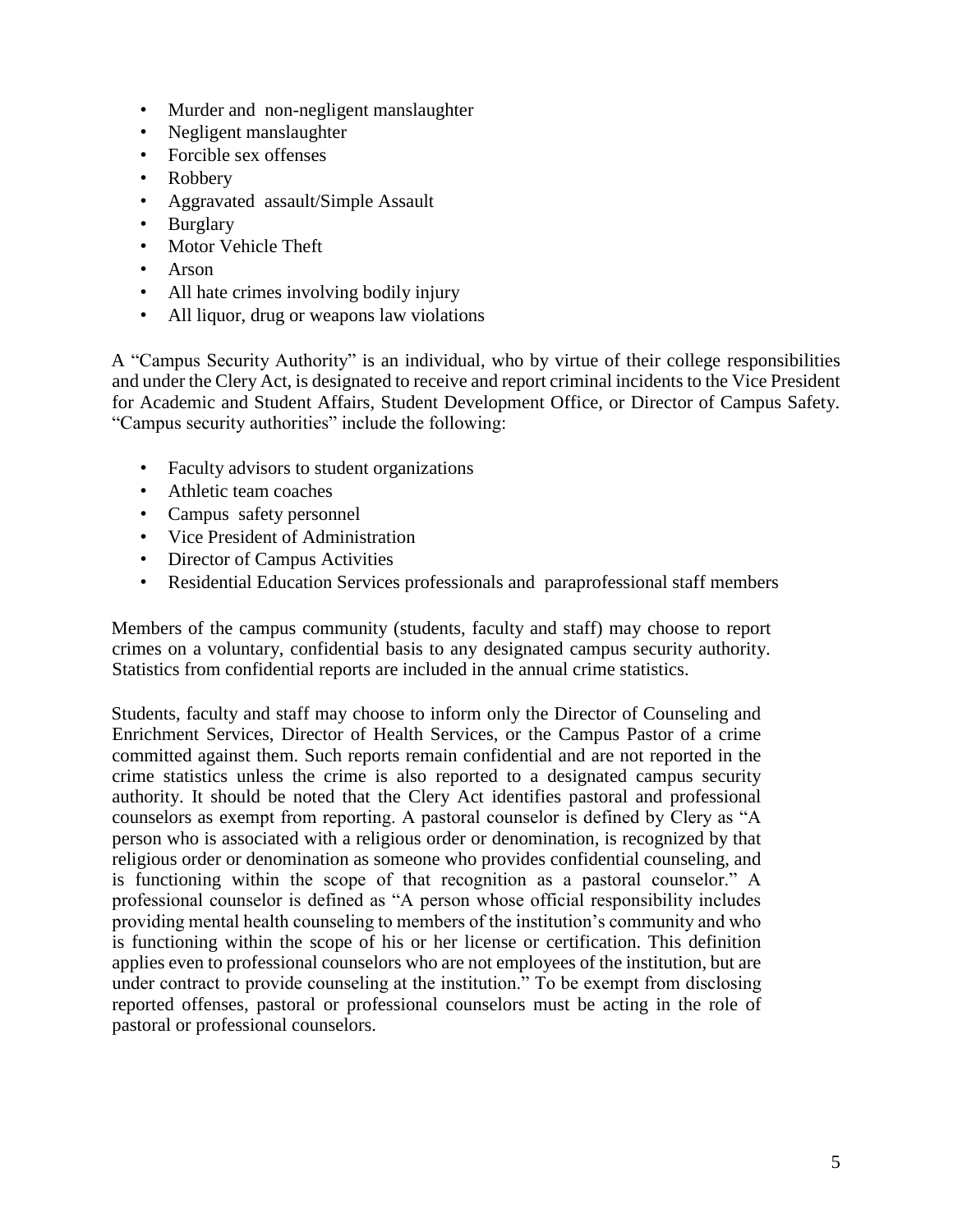- Murder and non-negligent manslaughter
- Negligent manslaughter
- Forcible sex offenses
- Robbery
- Aggravated assault/Simple Assault
- Burglary
- Motor Vehicle Theft
- Arson
- All hate crimes involving bodily injury
- All liquor, drug or weapons law violations

A "Campus Security Authority" is an individual, who by virtue of their college responsibilities and under the Clery Act, is designated to receive and report criminal incidents to the Vice President for Academic and Student Affairs, Student Development Office, or Director of Campus Safety. "Campus security authorities" include the following:

- Faculty advisors to student organizations
- Athletic team coaches
- Campus safety personnel
- Vice President of Administration
- Director of Campus Activities
- Residential Education Services professionals and paraprofessional staff members

Members of the campus community (students, faculty and staff) may choose to report crimes on a voluntary, confidential basis to any designated campus security authority. Statistics from confidential reports are included in the annual crime statistics.

Students, faculty and staff may choose to inform only the Director of Counseling and Enrichment Services, Director of Health Services, or the Campus Pastor of a crime committed against them. Such reports remain confidential and are not reported in the crime statistics unless the crime is also reported to a designated campus security authority. It should be noted that the Clery Act identifies pastoral and professional counselors as exempt from reporting. A pastoral counselor is defined by Clery as "A person who is associated with a religious order or denomination, is recognized by that religious order or denomination as someone who provides confidential counseling, and is functioning within the scope of that recognition as a pastoral counselor." A professional counselor is defined as "A person whose official responsibility includes providing mental health counseling to members of the institution's community and who is functioning within the scope of his or her license or certification. This definition applies even to professional counselors who are not employees of the institution, but are under contract to provide counseling at the institution." To be exempt from disclosing reported offenses, pastoral or professional counselors must be acting in the role of pastoral or professional counselors.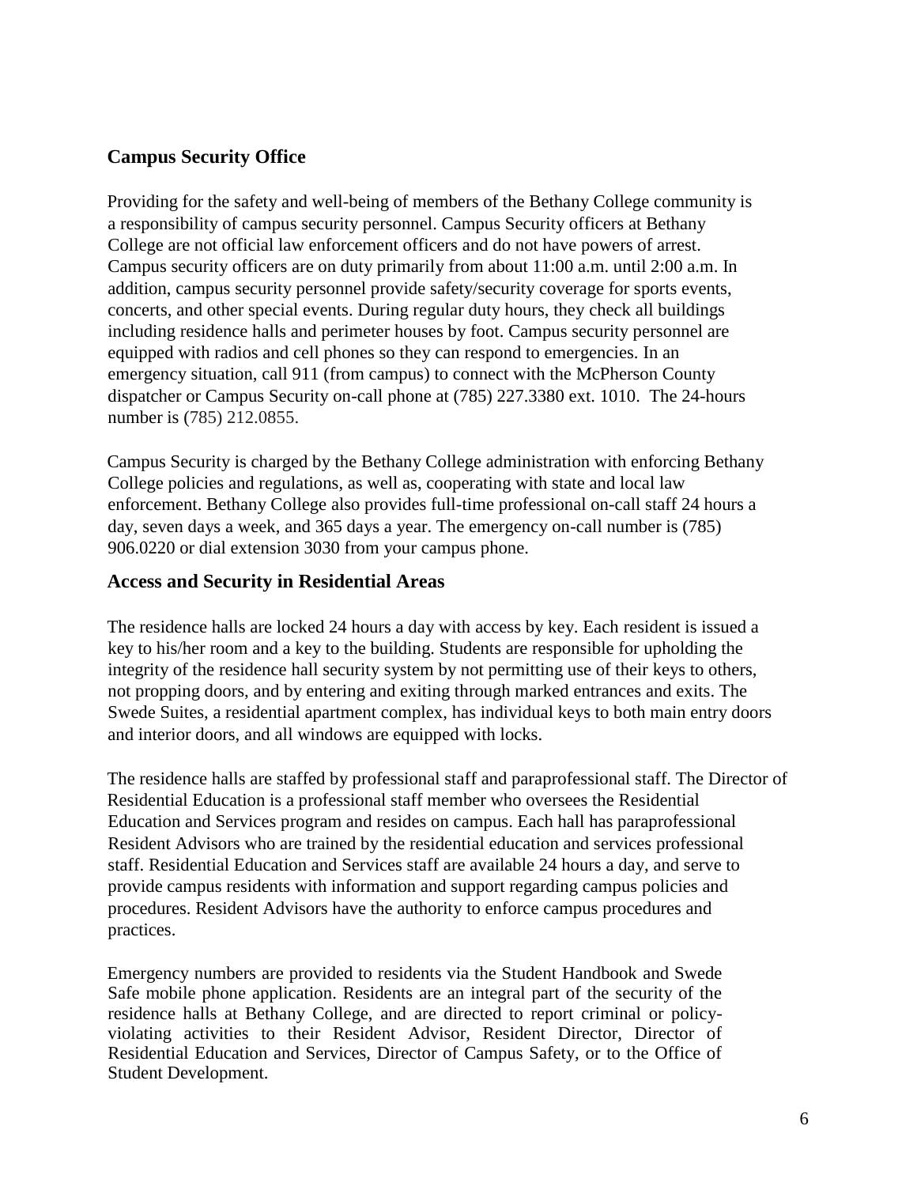## Campus Security Office

Providing for the safety and well-being of members of the Bethany College community is a responsibility of campus security personnel. Campus Security officers at Bethany College are not official law enforcement officers and do not have powers of arrest. Campus security officers are on duty primarily from about 11:00 a.m. until 2:00 a.m. In addition, campus security personnel provide safety/security coverage for sports events, concerts, and other special events. During regular duty hours, they check all buildings including residence halls and perimeter houses by foot. Campus security personnel are equipped with radios and cell phones so they can respond to emergencies. In an emergency situation, call 911 (from campus) to connect with the McPherson County dispatcher or Campus Security on-call phone at (785) 227.3380 ext. 1010. The 24-hours number is (785) 212.0855.

Campus Security is charged by the Bethany College administration with enforcing Bethany College policies and regulations, as well as, cooperating with state and local law enforcement. Bethany College also provides full-time professional on-call staff 24 hours a day, seven days a week, and 365 days a year. The emergency on-call number is (785) 906.0220 or dial extension 3030 from your campus phone.

## Access and Security in Residential Areas

The residence halls are locked 24 hours a day with access by key. Each resident is issued a key to his/her room and a key to the building. Students are responsible for upholding the integrity of the residence hall security system by not permitting use of their keys to others, not propping doors, and by entering and exiting through marked entrances and exits. The Swede Suites, a residential apartment complex, has individual keys to both main entry doors and interior doors, and all windows are equipped with locks.

The residence halls are staffed by professional staff and paraprofessional staff. The Director of Residential Education is a professional staff member who oversees the Residential Education and Services program and resides on campus. Each hall has paraprofessional Resident Advisors who are trained by the residential education and services professional staff. Residential Education and Services staff are available 24 hours a day, and serve to provide campus residents with information and support regarding campus policies and procedures. Resident Advisors have the authority to enforce campus procedures and practices.

Emergency numbers are provided to residents via the Student Handbook and Swede Safe mobile phone application. Residents are an integral part of the security of the residence halls at Bethany College, and are directed to report criminal or policy-violating activities to their Resident Advisor, Resident Director, Director of Residential Education and Services, Director of Campus Safety, or to the Office of Student Development.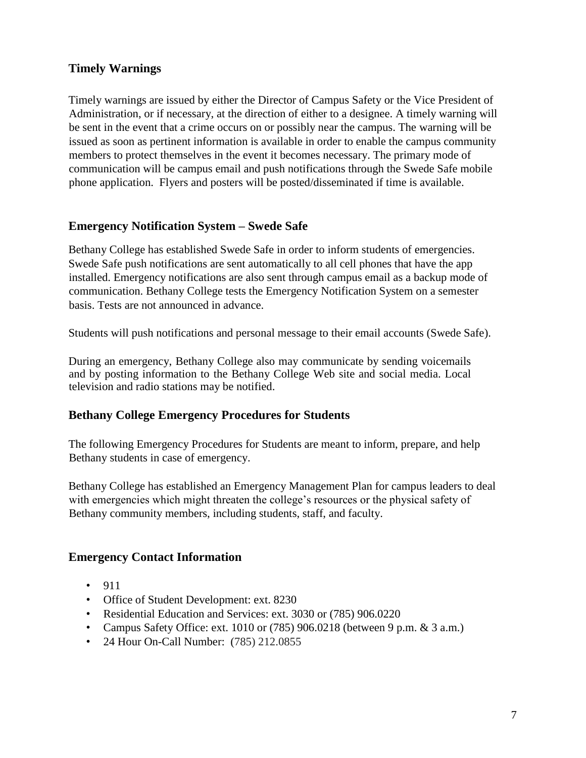## Timely Warnings

Timely warnings are issued by either the Director of Campus Safety or the Vice President of Administration, or if necessary, at the direction of either to a designee. A timely warning will be sent in the event that a crime occurs on or possibly near the campus. The warning will be issued as soon as pertinent information is available in order to enable the campus community members to protect themselves in the event it becomes necessary. The primary mode of communication will be campus email and push notifications through the Swede Safe mobile phone application. Flyers and posters will be posted/disseminated if time is available.

## Emergency Notification System – Swede Safe

Bethany College has established Swede Safe in order to inform students of emergencies. Swede Safe push notifications are sent automatically to all cell phones that have the app installed. Emergency notifications are also sent through campus email as a backup mode of communication. Bethany College tests the Emergency Notification System on a semester basis. Tests are not announced in advance.

Students will push notifications and personal message to their email accounts (Swede Safe).

During an emergency, Bethany College also may communicate by sending voicemails and by posting information to the Bethany College Web site and social media. Local television and radio stations may be notified.

## Bethany College Emergency Procedures for Students

The following Emergency Procedures for Students are meant to inform, prepare, and help Bethany students in case of emergency.

Bethany College has established an Emergency Management Plan for campus leaders to deal with emergencies which might threaten the college's resources or the physical safety of Bethany community members, including students, staff, and faculty.

## Emergency Contact Information

- 911
- Office of Student Development: ext. 8230
- Residential Education and Services: ext. 3030 or (785) 906.0220
- Campus Safety Office: ext. 1010 or (785) 906.0218 (between 9 p.m. & 3 a.m.)
- 24 Hour On-Call Number: (785) 212.0855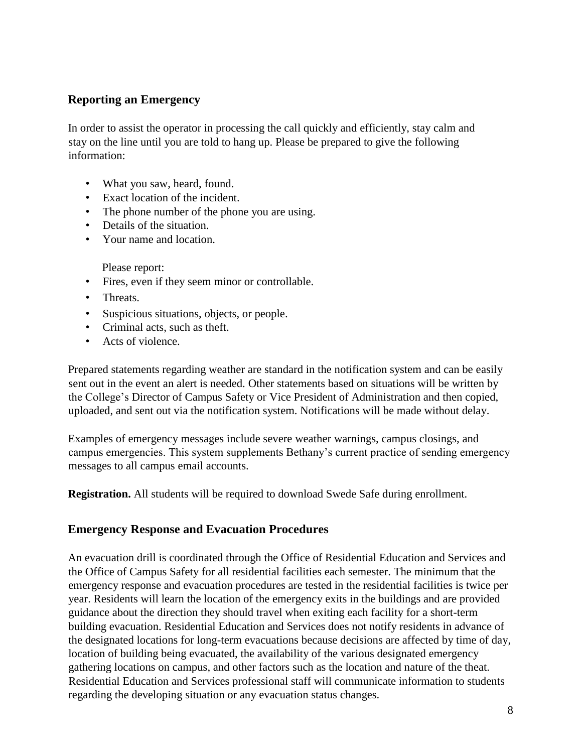## Reporting an Emergency

In order to assist the operator in processing the call quickly and efficiently, stay calm and stay on the line until you are told to hang up. Please be prepared to give the following information:

- What you saw, heard, found.
- Exact location of the incident.
- The phone number of the phone you are using.
- Details of the situation.
- Your name and location.

Please report:

- Fires, even if they seem minor or controllable.
- Threats.
- Suspicious situations, objects, or people.
- Criminal acts, such as theft.
- Acts of violence.

Prepared statements regarding weather are standard in the notification system and can be easily sent out in the event an alert is needed. Other statements based on situations will be written by the College's Director of Campus Safety or Vice President of Administration and then copied, uploaded, and sent out via the notification system. Notifications will be made without delay.

Examples of emergency messages include severe weather warnings, campus closings, and campus emergencies. This system supplements Bethany's current practice of sending emergency messages to all campus email accounts.

**Registration.** All students will be required to download Swede Safe during enrollment.

## Emergency Response and Evacuation Procedures

An evacuation drill is coordinated through the Office of Residential Education and Services and the Office of Campus Safety for all residential facilities each semester. The minimum that the emergency response and evacuation procedures are tested in the residential facilities is twice per year. Residents will learn the location of the emergency exits in the buildings and are provided guidance about the direction they should travel when exiting each facility for a short-term building evacuation. Residential Education and Services does not notify residents in advance of the designated locations for long-term evacuations because decisions are affected by time of day, location of building being evacuated, the availability of the various designated emergency gathering locations on campus, and other factors such as the location and nature of the theat. Residential Education and Services professional staff will communicate information to students regarding the developing situation or any evacuation status changes.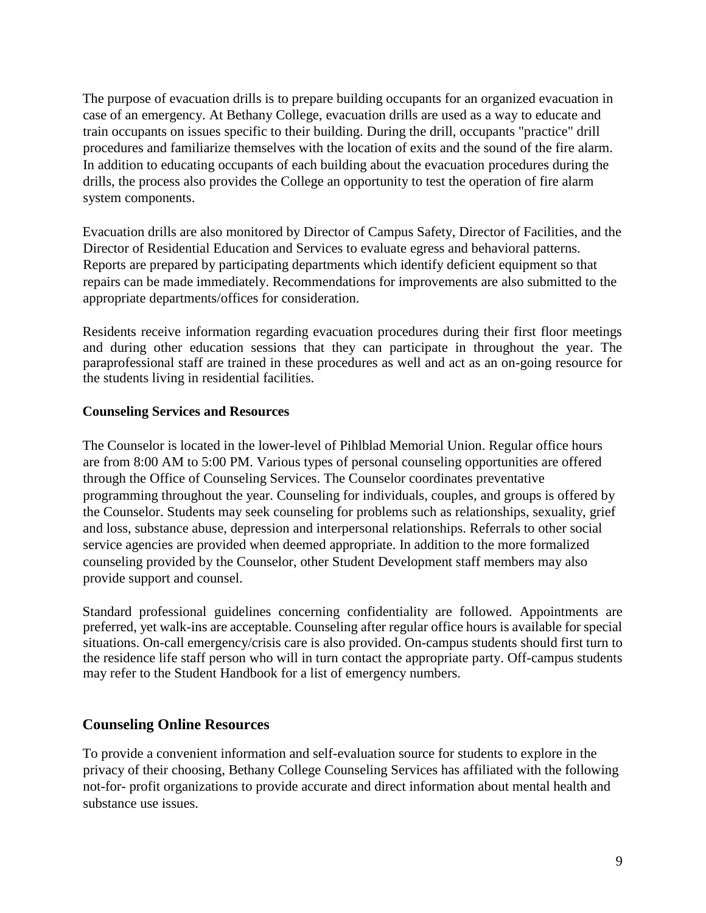The purpose of evacuation drills is to prepare building occupants for an organized evacuation in case of an emergency. At Bethany College, evacuation drills are used as a way to educate and train occupants on issues specific to their building. During the drill, occupants "practice" drill procedures and familiarize themselves with the location of exits and the sound of the fire alarm. In addition to educating occupants of each building about the evacuation procedures during the drills, the process also provides the College an opportunity to test the operation of fire alarm system components.

Evacuation drills are also monitored by Director of Campus Safety, Director of Facilities, and the Director of Residential Education and Services to evaluate egress and behavioral patterns. Reports are prepared by participating departments which identify deficient equipment so that repairs can be made immediately. Recommendations for improvements are also submitted to the appropriate departments/offices for consideration.

Residents receive information regarding evacuation procedures during their first floor meetings and during other education sessions that they can participate in throughout the year. The paraprofessional staff are trained in these procedures as well and act as an on-going resource for the students living in residential facilities.

**Counseling Services and Resources**

The Counselor is located in the lower-level of Pihlblad Memorial Union. Regular office hours are from 8:00 AM to 5:00 PM. Various types of personal counseling opportunities are offered through the Office of Counseling Services. The Counselor coordinates preventative programming throughout the year. Counseling for individuals, couples, and groups is offered by the Counselor. Students may seek counseling for problems such as relationships, sexuality, grief and loss, substance abuse, depression and interpersonal relationships. Referrals to other social service agencies are provided when deemed appropriate. In addition to the more formalized counseling provided by the Counselor, other Student Development staff members may also provide support and counsel.

Standard professional guidelines concerning confidentiality are followed. Appointments are preferred, yet walk-ins are acceptable. Counseling after regular office hours is available for special situations. On-call emergency/crisis care is also provided. On-campus students should first turn to the residence life staff person who will in turn contact the appropriate party. Off-campus students may refer to the Student Handbook for a list of emergency numbers.

## Counseling Online Resources

To provide a convenient information and self-evaluation source for students to explore in the privacy of their choosing, Bethany College Counseling Services has affiliated with the following not-for- profit organizations to provide accurate and direct information about mental health and substance use issues.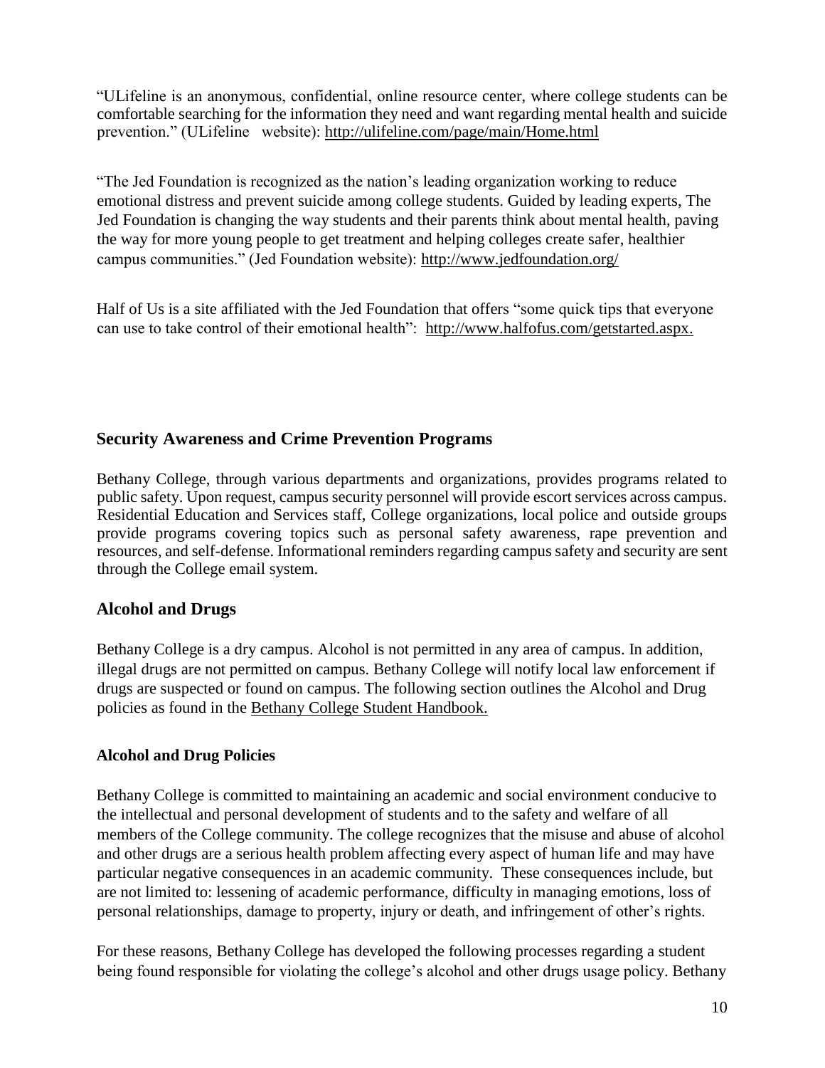"ULifeline is an anonymous, confidential, online resource center, where college students can be comfortable searching for the information they need and want regarding mental health and suicide prevention." (ULifeline website): http://ulifeline.com/page/main/Home.html

"The Jed Foundation is recognized as the nation's leading organization working to reduce emotional distress and prevent suicide among college students. Guided by leading experts, The Jed Foundation is changing the way students and their parents think about mental health, paving the way for more young people to get treatment and helping colleges create safer, healthier campus communities." (Jed Foundation website): http://www.jedfoundation.org/

Half of Us is a site affiliated with the Jed Foundation that offers "some quick tips that everyone can use to take control of their emotional health": http://www.halfofus.com/getstarted.aspx.

## Security Awareness and Crime Prevention Programs

Bethany College, through various departments and organizations, provides programs related to public safety. Upon request, campus security personnel will provide escort services across campus. Residential Education and Services staff, College organizations, local police and outside groups provide programs covering topics such as personal safety awareness, rape prevention and resources, and self-defense. Informational reminders regarding campus safety and security are sent through the College email system.

## Alcohol and Drugs

Bethany College is a dry campus. Alcohol is not permitted in any area of campus. In addition, illegal drugs are not permitted on campus. Bethany College will notify local law enforcement if drugs are suspected or found on campus. The following section outlines the Alcohol and Drug policies as found in the Bethany College Student Handbook.

### Alcohol and Drug Policies

Bethany College is committed to maintaining an academic and social environment conducive to the intellectual and personal development of students and to the safety and welfare of all members of the College community. The college recognizes that the misuse and abuse of alcohol and other drugs are a serious health problem affecting every aspect of human life and may have particular negative consequences in an academic community. These consequences include, but are not limited to: lessening of academic performance, difficulty in managing emotions, loss of personal relationships, damage to property, injury or death, and infringement of other's rights.

For these reasons, Bethany College has developed the following processes regarding a student being found responsible for violating the college's alcohol and other drugs usage policy. Bethany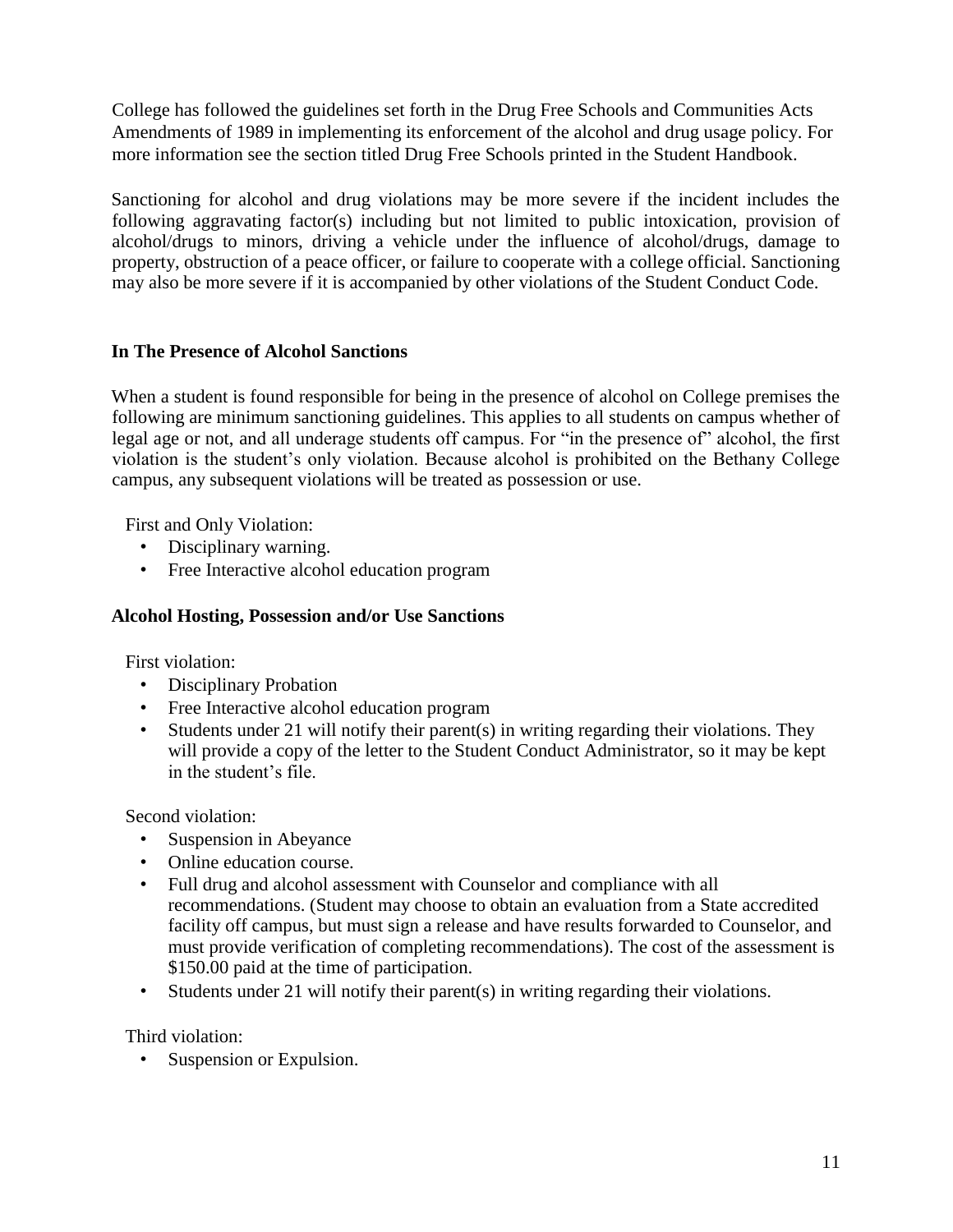College has followed the guidelines set forth in the Drug Free Schools and Communities Acts Amendments of 1989 in implementing its enforcement of the alcohol and drug usage policy. For more information see the section titled Drug Free Schools printed in the Student Handbook.

Sanctioning for alcohol and drug violations may be more severe if the incident includes the following aggravating factor(s) including but not limited to public intoxication, provision of alcohol/drugs to minors, driving a vehicle under the influence of alcohol/drugs, damage to property, obstruction of a peace officer, or failure to cooperate with a college official. Sanctioning may also be more severe if it is accompanied by other violations of the Student Conduct Code.

### In The Presence of Alcohol Sanctions

When a student is found responsible for being in the presence of alcohol on College premises the following are minimum sanctioning guidelines. This applies to all students on campus whether of legal age or not, and all underage students off campus. For "in the presence of" alcohol, the first violation is the student's only violation. Because alcohol is prohibited on the Bethany College campus, any subsequent violations will be treated as possession or use.

First and Only Violation:

- Disciplinary warning.
- Free Interactive alcohol education program

### Alcohol Hosting, Possession and/or Use Sanctions

First violation:

- Disciplinary Probation
- Free Interactive alcohol education program
- Students under 21 will notify their parent(s) in writing regarding their violations. They will provide a copy of the letter to the Student Conduct Administrator, so it may be kept in the student's file.

Second violation:

- Suspension in Abeyance
- Online education course.
- Full drug and alcohol assessment with Counselor and compliance with all recommendations. (Student may choose to obtain an evaluation from a State accredited facility off campus, but must sign a release and have results forwarded to Counselor, and must provide verification of completing recommendations). The cost of the assessment is $150.00 paid at the time of participation.
- Students under 21 will notify their parent(s) in writing regarding their violations.

Third violation:

- Suspension or Expulsion.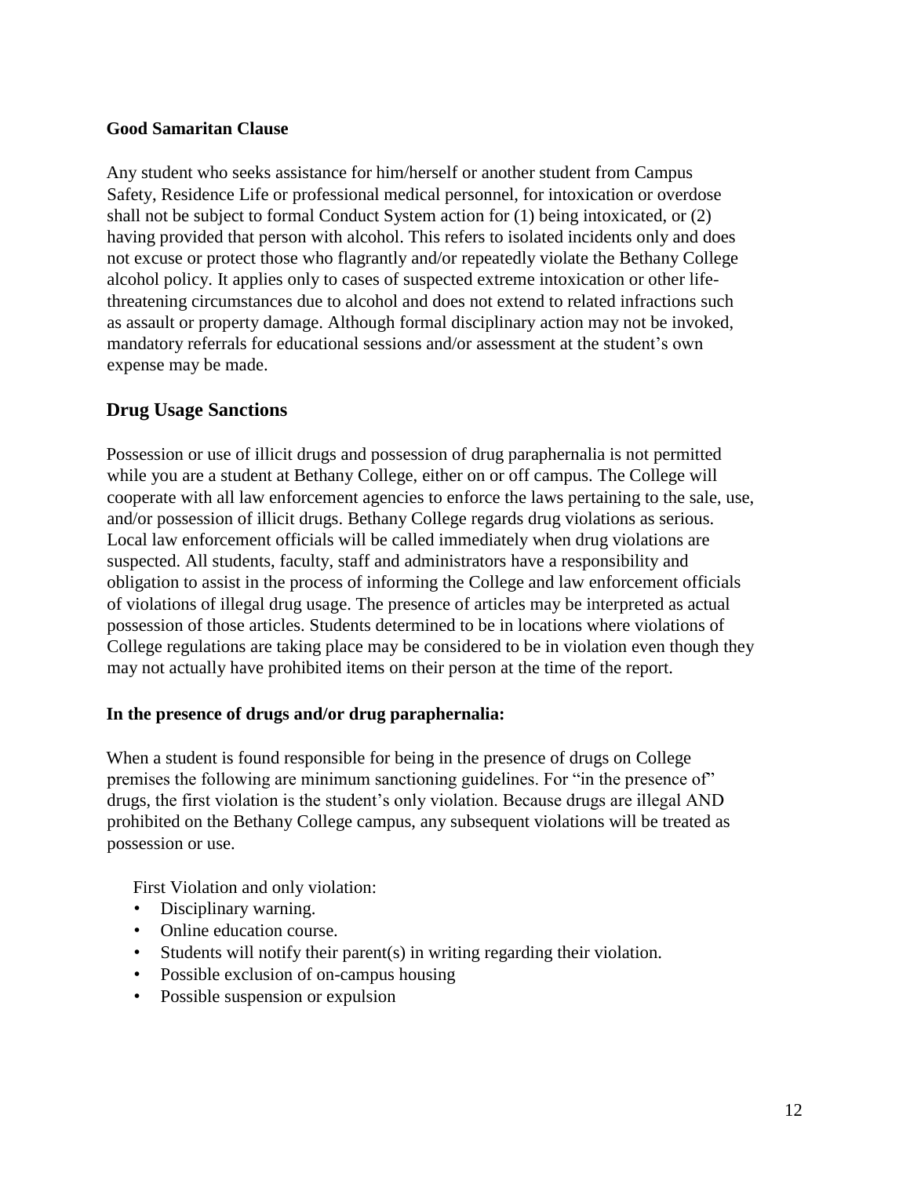**Good Samaritan Clause**

Any student who seeks assistance for him/herself or another student from Campus Safety, Residence Life or professional medical personnel, for intoxication or overdose shall not be subject to formal Conduct System action for (1) being intoxicated, or (2) having provided that person with alcohol. This refers to isolated incidents only and does not excuse or protect those who flagrantly and/or repeatedly violate the Bethany College alcohol policy. It applies only to cases of suspected extreme intoxication or other life-threatening circumstances due to alcohol and does not extend to related infractions such as assault or property damage. Although formal disciplinary action may not be invoked, mandatory referrals for educational sessions and/or assessment at the student's own expense may be made.

## Drug Usage Sanctions

Possession or use of illicit drugs and possession of drug paraphernalia is not permitted while you are a student at Bethany College, either on or off campus. The College will cooperate with all law enforcement agencies to enforce the laws pertaining to the sale, use, and/or possession of illicit drugs. Bethany College regards drug violations as serious. Local law enforcement officials will be called immediately when drug violations are suspected. All students, faculty, staff and administrators have a responsibility and obligation to assist in the process of informing the College and law enforcement officials of violations of illegal drug usage. The presence of articles may be interpreted as actual possession of those articles. Students determined to be in locations where violations of College regulations are taking place may be considered to be in violation even though they may not actually have prohibited items on their person at the time of the report.

**In the presence of drugs and/or drug paraphernalia:**

When a student is found responsible for being in the presence of drugs on College premises the following are minimum sanctioning guidelines. For "in the presence of" drugs, the first violation is the student's only violation. Because drugs are illegal AND prohibited on the Bethany College campus, any subsequent violations will be treated as possession or use.

First Violation and only violation:

- Disciplinary warning.
- Online education course.
- Students will notify their parent(s) in writing regarding their violation.
- Possible exclusion of on-campus housing
- Possible suspension or expulsion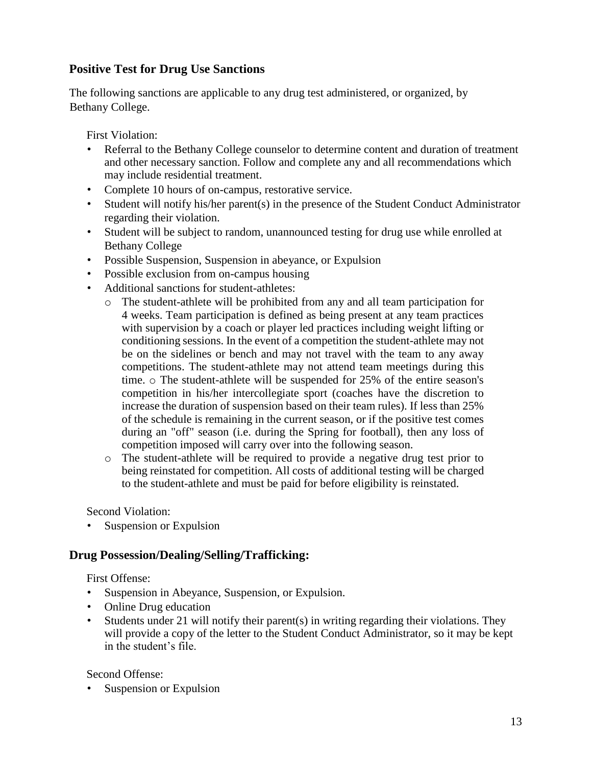## Positive Test for Drug Use Sanctions

The following sanctions are applicable to any drug test administered, or organized, by Bethany College.

First Violation:

- Referral to the Bethany College counselor to determine content and duration of treatment and other necessary sanction. Follow and complete any and all recommendations which may include residential treatment.
- Complete 10 hours of on-campus, restorative service.
- Student will notify his/her parent(s) in the presence of the Student Conduct Administrator regarding their violation.
- Student will be subject to random, unannounced testing for drug use while enrolled at Bethany College
- Possible Suspension, Suspension in abeyance, or Expulsion
- Possible exclusion from on-campus housing
- Additional sanctions for student-athletes:
  - The student-athlete will be prohibited from any and all team participation for 4 weeks. Team participation is defined as being present at any team practices with supervision by a coach or player led practices including weight lifting or conditioning sessions. In the event of a competition the student-athlete may not be on the sidelines or bench and may not travel with the team to any away competitions. The student-athlete may not attend team meetings during this time. o The student-athlete will be suspended for 25% of the entire season's competition in his/her intercollegiate sport (coaches have the discretion to increase the duration of suspension based on their team rules). If less than 25% of the schedule is remaining in the current season, or if the positive test comes during an "off" season (i.e. during the Spring for football), then any loss of competition imposed will carry over into the following season.
  - The student-athlete will be required to provide a negative drug test prior to being reinstated for competition. All costs of additional testing will be charged to the student-athlete and must be paid for before eligibility is reinstated.

Second Violation:

- Suspension or Expulsion

## Drug Possession/Dealing/Selling/Trafficking:

First Offense:

- Suspension in Abeyance, Suspension, or Expulsion.
- Online Drug education
- Students under 21 will notify their parent(s) in writing regarding their violations. They will provide a copy of the letter to the Student Conduct Administrator, so it may be kept in the student's file.

Second Offense:

- Suspension or Expulsion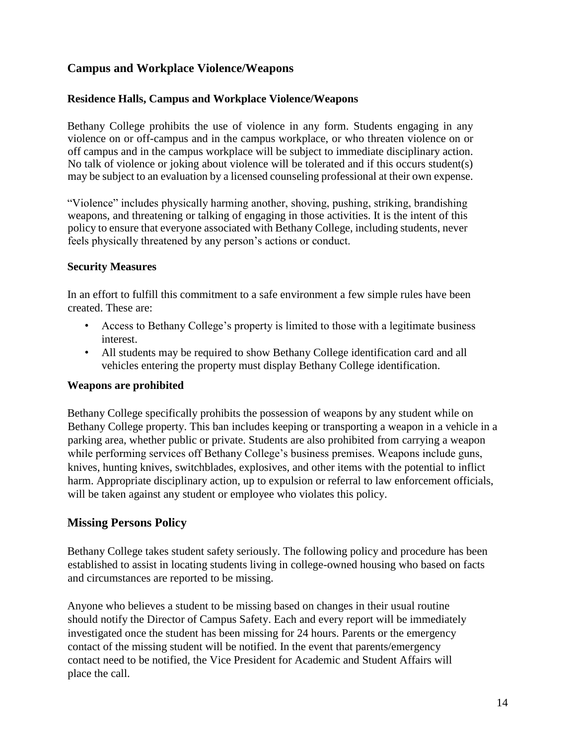## Campus and Workplace Violence/Weapons

### Residence Halls, Campus and Workplace Violence/Weapons

Bethany College prohibits the use of violence in any form. Students engaging in any violence on or off-campus and in the campus workplace, or who threaten violence on or off campus and in the campus workplace will be subject to immediate disciplinary action. No talk of violence or joking about violence will be tolerated and if this occurs student(s) may be subject to an evaluation by a licensed counseling professional at their own expense.

"Violence" includes physically harming another, shoving, pushing, striking, brandishing weapons, and threatening or talking of engaging in those activities. It is the intent of this policy to ensure that everyone associated with Bethany College, including students, never feels physically threatened by any person's actions or conduct.

### Security Measures

In an effort to fulfill this commitment to a safe environment a few simple rules have been created. These are:

- Access to Bethany College's property is limited to those with a legitimate business interest.
- All students may be required to show Bethany College identification card and all vehicles entering the property must display Bethany College identification.

### Weapons are prohibited

Bethany College specifically prohibits the possession of weapons by any student while on Bethany College property. This ban includes keeping or transporting a weapon in a vehicle in a parking area, whether public or private. Students are also prohibited from carrying a weapon while performing services off Bethany College's business premises. Weapons include guns, knives, hunting knives, switchblades, explosives, and other items with the potential to inflict harm. Appropriate disciplinary action, up to expulsion or referral to law enforcement officials, will be taken against any student or employee who violates this policy.

## Missing Persons Policy

Bethany College takes student safety seriously. The following policy and procedure has been established to assist in locating students living in college-owned housing who based on facts and circumstances are reported to be missing.

Anyone who believes a student to be missing based on changes in their usual routine should notify the Director of Campus Safety. Each and every report will be immediately investigated once the student has been missing for 24 hours. Parents or the emergency contact of the missing student will be notified. In the event that parents/emergency contact need to be notified, the Vice President for Academic and Student Affairs will place the call.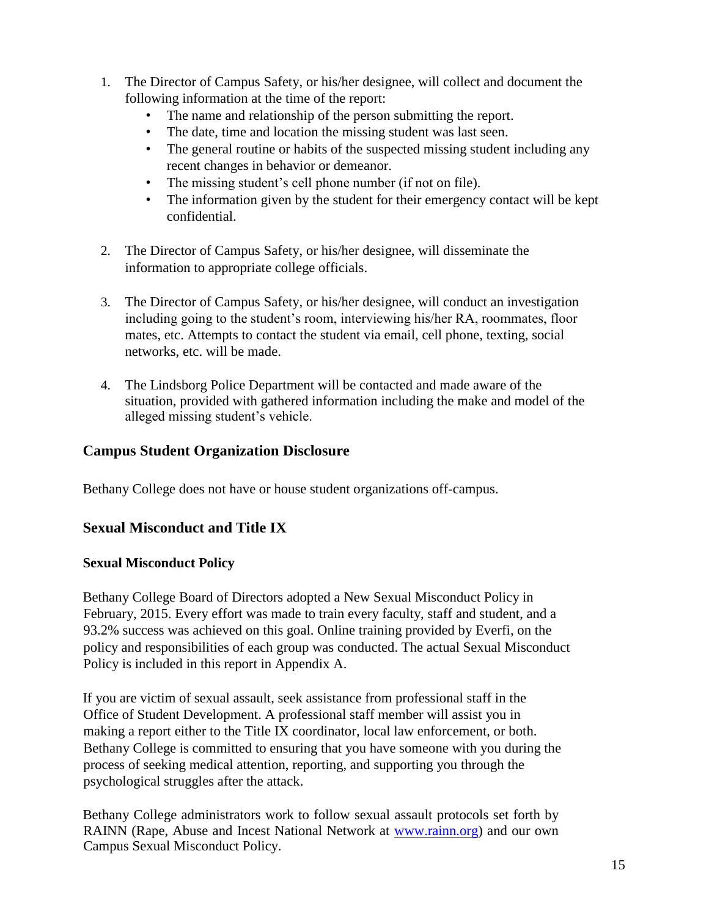1. The Director of Campus Safety, or his/her designee, will collect and document the following information at the time of the report:
    - The name and relationship of the person submitting the report.
    - The date, time and location the missing student was last seen.
    - The general routine or habits of the suspected missing student including any recent changes in behavior or demeanor.
    - The missing student's cell phone number (if not on file).
    - The information given by the student for their emergency contact will be kept confidential.

2. The Director of Campus Safety, or his/her designee, will disseminate the information to appropriate college officials.

3. The Director of Campus Safety, or his/her designee, will conduct an investigation including going to the student's room, interviewing his/her RA, roommates, floor mates, etc. Attempts to contact the student via email, cell phone, texting, social networks, etc. will be made.

4. The Lindsborg Police Department will be contacted and made aware of the situation, provided with gathered information including the make and model of the alleged missing student's vehicle.

## Campus Student Organization Disclosure

Bethany College does not have or house student organizations off-campus.

## Sexual Misconduct and Title IX

### Sexual Misconduct Policy

Bethany College Board of Directors adopted a New Sexual Misconduct Policy in February, 2015. Every effort was made to train every faculty, staff and student, and a 93.2% success was achieved on this goal. Online training provided by Everfi, on the policy and responsibilities of each group was conducted. The actual Sexual Misconduct Policy is included in this report in Appendix A.

If you are victim of sexual assault, seek assistance from professional staff in the Office of Student Development. A professional staff member will assist you in making a report either to the Title IX coordinator, local law enforcement, or both. Bethany College is committed to ensuring that you have someone with you during the process of seeking medical attention, reporting, and supporting you through the psychological struggles after the attack.

Bethany College administrators work to follow sexual assault protocols set forth by RAINN (Rape, Abuse and Incest National Network at [www.rainn.org](http://www.rainn.org)) and our own Campus Sexual Misconduct Policy.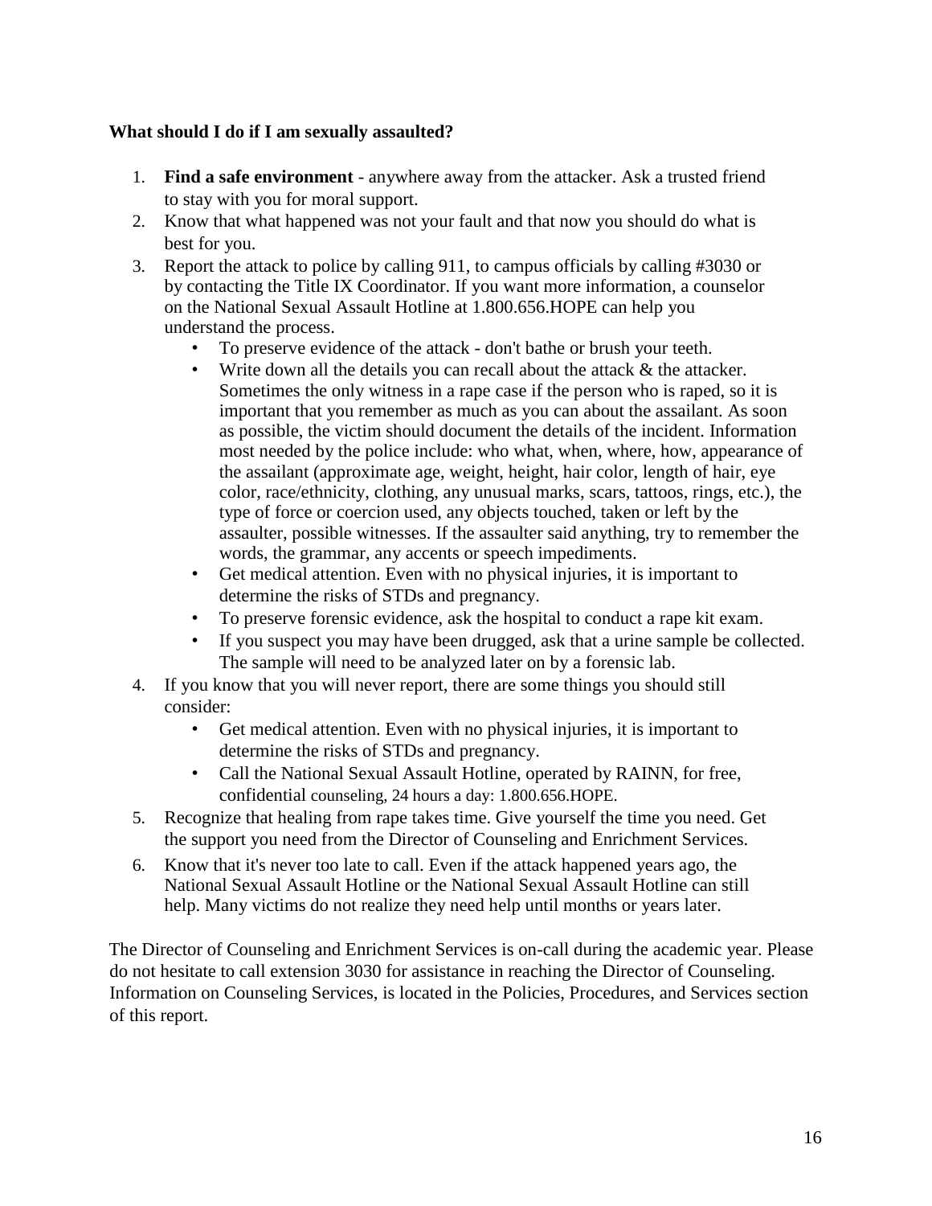**What should I do if I am sexually assaulted?**

1. **Find a safe environment** - anywhere away from the attacker. Ask a trusted friend to stay with you for moral support.
2. Know that what happened was not your fault and that now you should do what is best for you.
3. Report the attack to police by calling 911, to campus officials by calling #3030 or by contacting the Title IX Coordinator. If you want more information, a counselor on the National Sexual Assault Hotline at 1.800.656.HOPE can help you understand the process.
   - To preserve evidence of the attack - don't bathe or brush your teeth.
   - Write down all the details you can recall about the attack & the attacker. Sometimes the only witness in a rape case if the person who is raped, so it is important that you remember as much as you can about the assailant. As soon as possible, the victim should document the details of the incident. Information most needed by the police include: who what, when, where, how, appearance of the assailant (approximate age, weight, height, hair color, length of hair, eye color, race/ethnicity, clothing, any unusual marks, scars, tattoos, rings, etc.), the type of force or coercion used, any objects touched, taken or left by the assaulter, possible witnesses. If the assaulter said anything, try to remember the words, the grammar, any accents or speech impediments.
   - Get medical attention. Even with no physical injuries, it is important to determine the risks of STDs and pregnancy.
   - To preserve forensic evidence, ask the hospital to conduct a rape kit exam.
   - If you suspect you may have been drugged, ask that a urine sample be collected. The sample will need to be analyzed later on by a forensic lab.
4. If you know that you will never report, there are some things you should still consider:
   - Get medical attention. Even with no physical injuries, it is important to determine the risks of STDs and pregnancy.
   - Call the National Sexual Assault Hotline, operated by RAINN, for free, confidential counseling, 24 hours a day: 1.800.656.HOPE.
5. Recognize that healing from rape takes time. Give yourself the time you need. Get the support you need from the Director of Counseling and Enrichment Services.
6. Know that it's never too late to call. Even if the attack happened years ago, the National Sexual Assault Hotline or the National Sexual Assault Hotline can still help. Many victims do not realize they need help until months or years later.

The Director of Counseling and Enrichment Services is on-call during the academic year. Please do not hesitate to call extension 3030 for assistance in reaching the Director of Counseling. Information on Counseling Services, is located in the Policies, Procedures, and Services section of this report.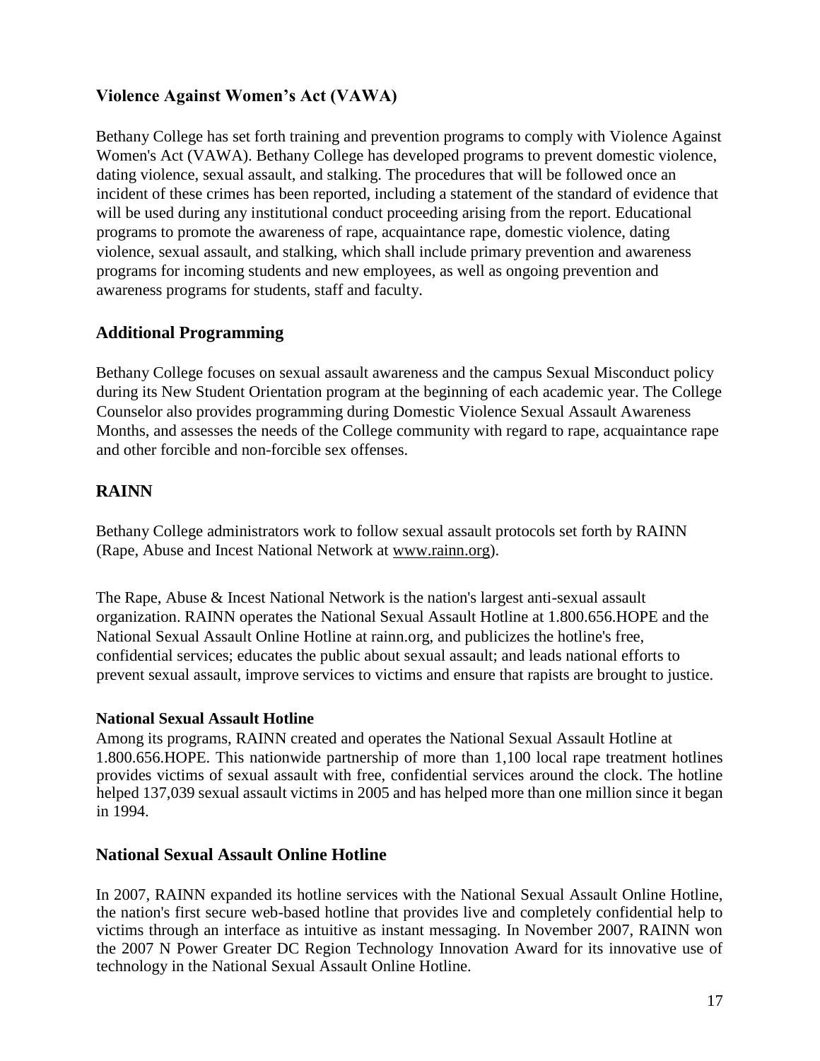## Violence Against Women's Act (VAWA)

Bethany College has set forth training and prevention programs to comply with Violence Against Women's Act (VAWA). Bethany College has developed programs to prevent domestic violence, dating violence, sexual assault, and stalking. The procedures that will be followed once an incident of these crimes has been reported, including a statement of the standard of evidence that will be used during any institutional conduct proceeding arising from the report. Educational programs to promote the awareness of rape, acquaintance rape, domestic violence, dating violence, sexual assault, and stalking, which shall include primary prevention and awareness programs for incoming students and new employees, as well as ongoing prevention and awareness programs for students, staff and faculty.

## Additional Programming

Bethany College focuses on sexual assault awareness and the campus Sexual Misconduct policy during its New Student Orientation program at the beginning of each academic year. The College Counselor also provides programming during Domestic Violence Sexual Assault Awareness Months, and assesses the needs of the College community with regard to rape, acquaintance rape and other forcible and non-forcible sex offenses.

## RAINN

Bethany College administrators work to follow sexual assault protocols set forth by RAINN (Rape, Abuse and Incest National Network at www.rainn.org).

The Rape, Abuse & Incest National Network is the nation's largest anti-sexual assault organization. RAINN operates the National Sexual Assault Hotline at 1.800.656.HOPE and the National Sexual Assault Online Hotline at rainn.org, and publicizes the hotline's free, confidential services; educates the public about sexual assault; and leads national efforts to prevent sexual assault, improve services to victims and ensure that rapists are brought to justice.

### National Sexual Assault Hotline

Among its programs, RAINN created and operates the National Sexual Assault Hotline at 1.800.656.HOPE. This nationwide partnership of more than 1,100 local rape treatment hotlines provides victims of sexual assault with free, confidential services around the clock. The hotline helped 137,039 sexual assault victims in 2005 and has helped more than one million since it began in 1994.

## National Sexual Assault Online Hotline

In 2007, RAINN expanded its hotline services with the National Sexual Assault Online Hotline, the nation's first secure web-based hotline that provides live and completely confidential help to victims through an interface as intuitive as instant messaging. In November 2007, RAINN won the 2007 N Power Greater DC Region Technology Innovation Award for its innovative use of technology in the National Sexual Assault Online Hotline.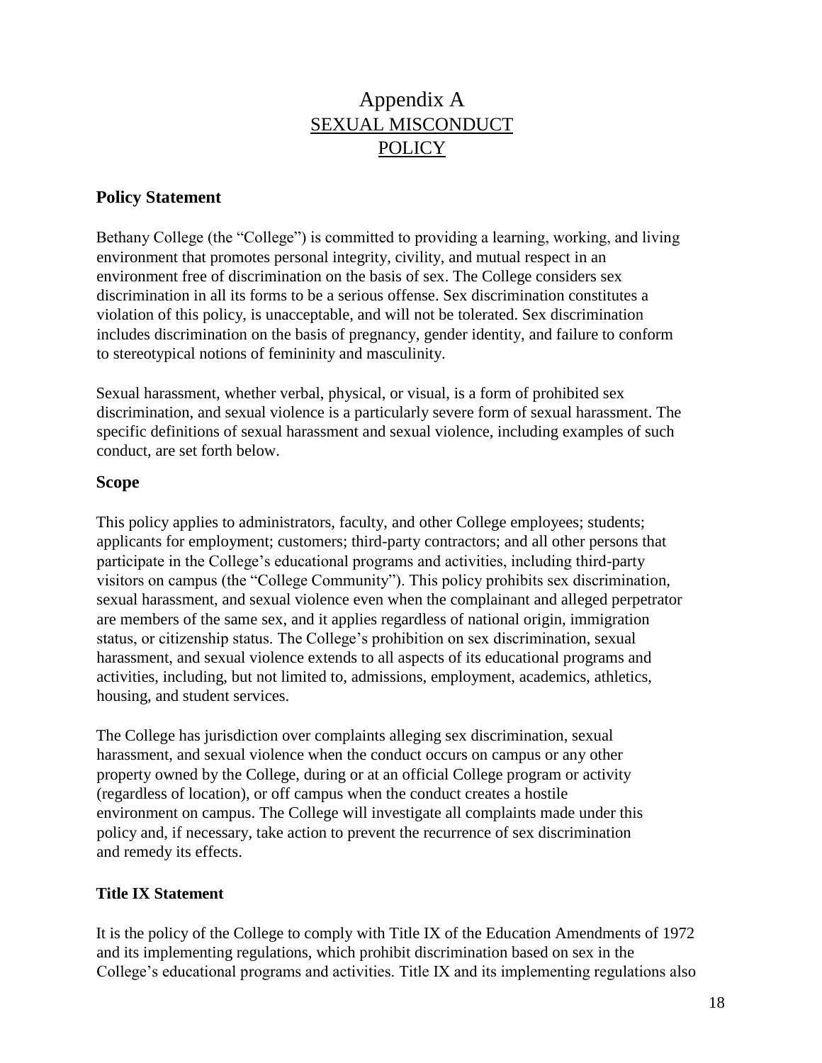# Appendix A
# SEXUAL MISCONDUCT POLICY

## Policy Statement

Bethany College (the "College") is committed to providing a learning, working, and living environment that promotes personal integrity, civility, and mutual respect in an environment free of discrimination on the basis of sex. The College considers sex discrimination in all its forms to be a serious offense. Sex discrimination constitutes a violation of this policy, is unacceptable, and will not be tolerated. Sex discrimination includes discrimination on the basis of pregnancy, gender identity, and failure to conform to stereotypical notions of femininity and masculinity.

Sexual harassment, whether verbal, physical, or visual, is a form of prohibited sex discrimination, and sexual violence is a particularly severe form of sexual harassment. The specific definitions of sexual harassment and sexual violence, including examples of such conduct, are set forth below.

## Scope

This policy applies to administrators, faculty, and other College employees; students; applicants for employment; customers; third-party contractors; and all other persons that participate in the College's educational programs and activities, including third-party visitors on campus (the "College Community"). This policy prohibits sex discrimination, sexual harassment, and sexual violence even when the complainant and alleged perpetrator are members of the same sex, and it applies regardless of national origin, immigration status, or citizenship status. The College's prohibition on sex discrimination, sexual harassment, and sexual violence extends to all aspects of its educational programs and activities, including, but not limited to, admissions, employment, academics, athletics, housing, and student services.

The College has jurisdiction over complaints alleging sex discrimination, sexual harassment, and sexual violence when the conduct occurs on campus or any other property owned by the College, during or at an official College program or activity (regardless of location), or off campus when the conduct creates a hostile environment on campus. The College will investigate all complaints made under this policy and, if necessary, take action to prevent the recurrence of sex discrimination and remedy its effects.

### Title IX Statement

It is the policy of the College to comply with Title IX of the Education Amendments of 1972 and its implementing regulations, which prohibit discrimination based on sex in the College's educational programs and activities. Title IX and its implementing regulations also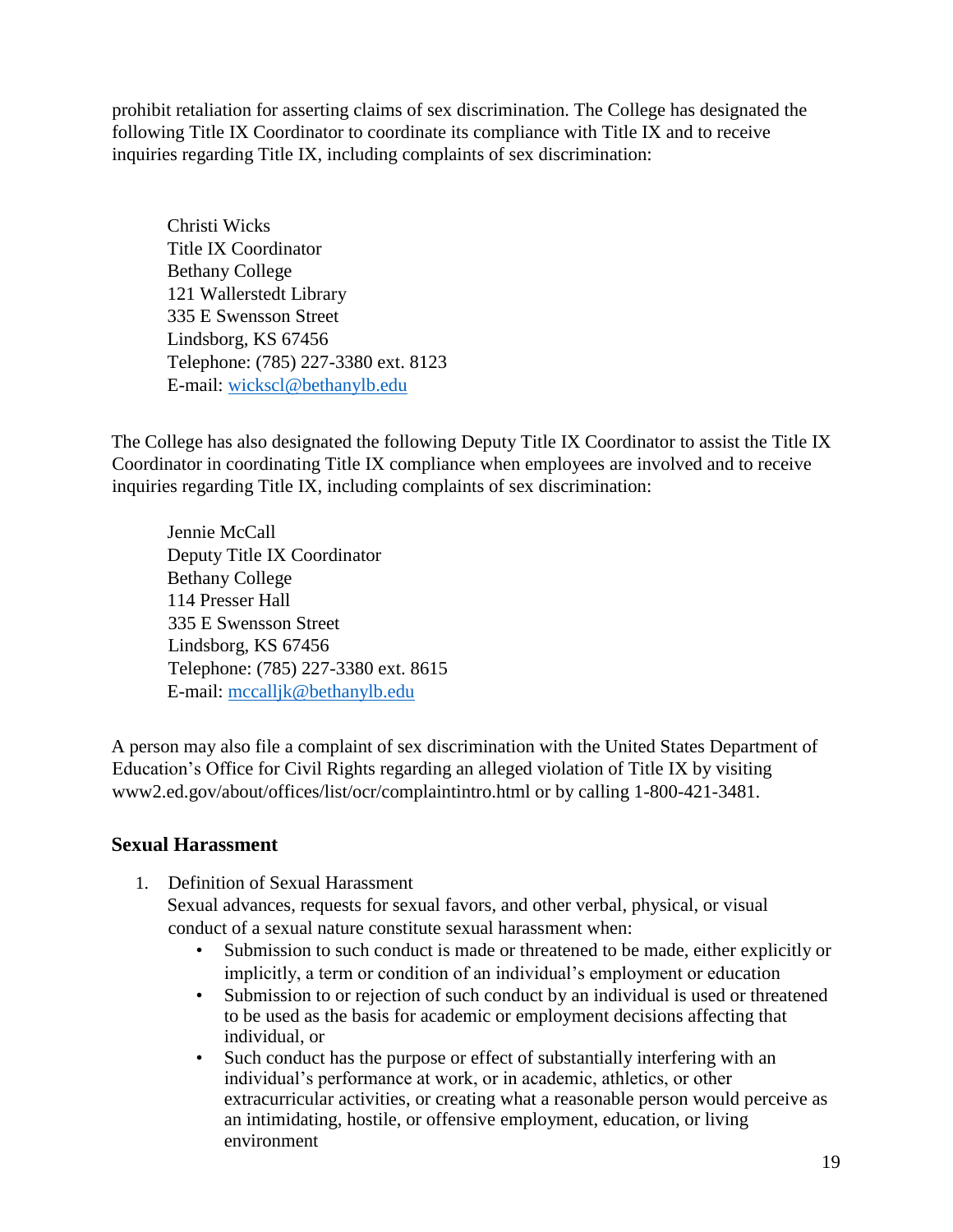prohibit retaliation for asserting claims of sex discrimination. The College has designated the following Title IX Coordinator to coordinate its compliance with Title IX and to receive inquiries regarding Title IX, including complaints of sex discrimination:

Christi Wicks  
Title IX Coordinator  
Bethany College  
121 Wallerstedt Library  
335 E Swensson Street  
Lindsborg, KS 67456  
Telephone: (785) 227-3380 ext. 8123  
E-mail: wickscl@bethanylb.edu

The College has also designated the following Deputy Title IX Coordinator to assist the Title IX Coordinator in coordinating Title IX compliance when employees are involved and to receive inquiries regarding Title IX, including complaints of sex discrimination:

Jennie McCall  
Deputy Title IX Coordinator  
Bethany College  
114 Presser Hall  
335 E Swensson Street  
Lindsborg, KS 67456  
Telephone: (785) 227-3380 ext. 8615  
E-mail: mccalljk@bethanylb.edu

A person may also file a complaint of sex discrimination with the United States Department of Education's Office for Civil Rights regarding an alleged violation of Title IX by visiting www2.ed.gov/about/offices/list/ocr/complaintintro.html or by calling 1-800-421-3481.

## Sexual Harassment

1. Definition of Sexual Harassment  
   Sexual advances, requests for sexual favors, and other verbal, physical, or visual conduct of a sexual nature constitute sexual harassment when:
   - Submission to such conduct is made or threatened to be made, either explicitly or implicitly, a term or condition of an individual's employment or education
   - Submission to or rejection of such conduct by an individual is used or threatened to be used as the basis for academic or employment decisions affecting that individual, or
   - Such conduct has the purpose or effect of substantially interfering with an individual's performance at work, or in academic, athletics, or other extracurricular activities, or creating what a reasonable person would perceive as an intimidating, hostile, or offensive employment, education, or living environment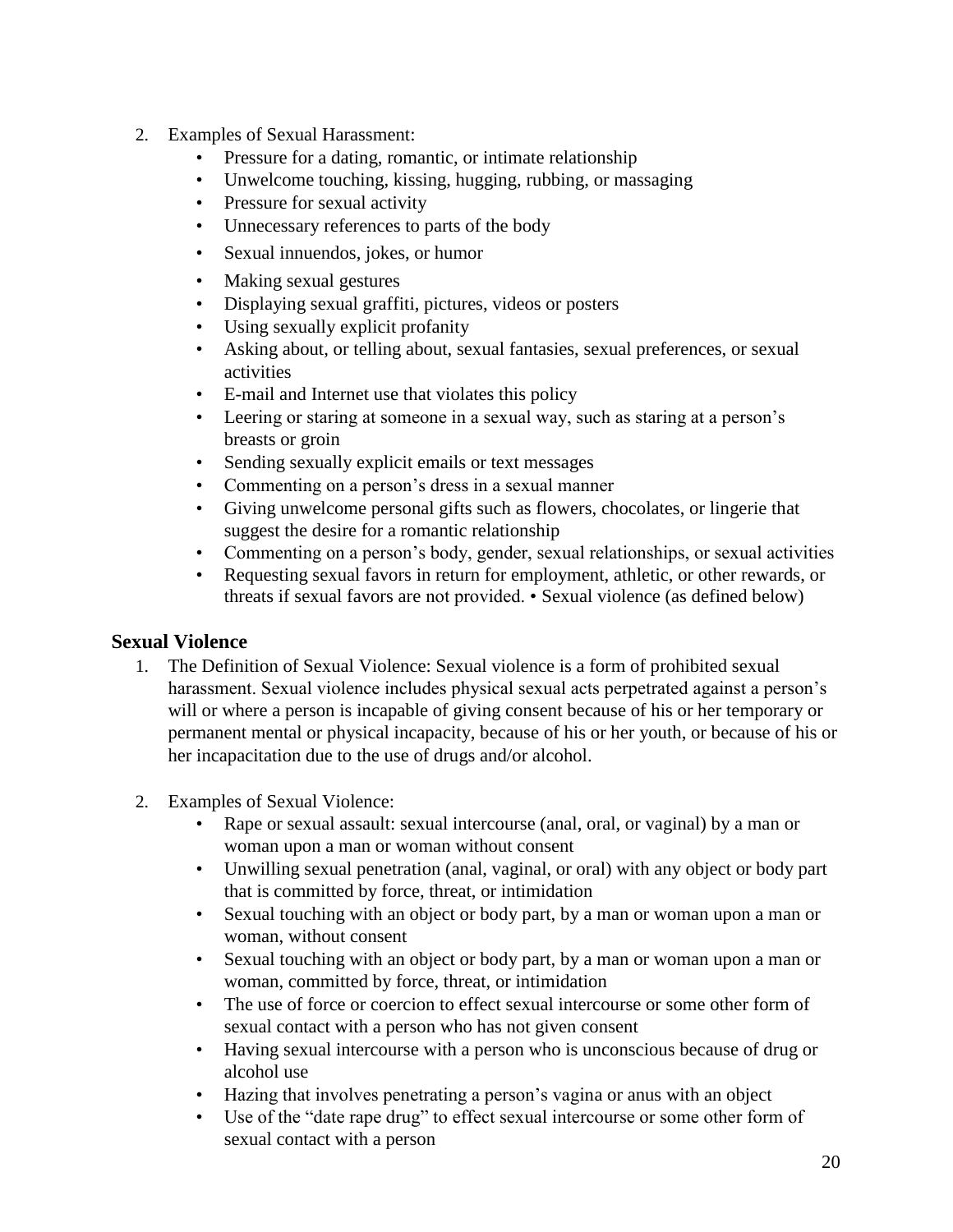2. Examples of Sexual Harassment:
   - Pressure for a dating, romantic, or intimate relationship
   - Unwelcome touching, kissing, hugging, rubbing, or massaging
   - Pressure for sexual activity
   - Unnecessary references to parts of the body
   - Sexual innuendos, jokes, or humor
   - Making sexual gestures
   - Displaying sexual graffiti, pictures, videos or posters
   - Using sexually explicit profanity
   - Asking about, or telling about, sexual fantasies, sexual preferences, or sexual activities
   - E-mail and Internet use that violates this policy
   - Leering or staring at someone in a sexual way, such as staring at a person's breasts or groin
   - Sending sexually explicit emails or text messages
   - Commenting on a person's dress in a sexual manner
   - Giving unwelcome personal gifts such as flowers, chocolates, or lingerie that suggest the desire for a romantic relationship
   - Commenting on a person's body, gender, sexual relationships, or sexual activities
   - Requesting sexual favors in return for employment, athletic, or other rewards, or threats if sexual favors are not provided. • Sexual violence (as defined below)

## Sexual Violence

1. The Definition of Sexual Violence: Sexual violence is a form of prohibited sexual harassment. Sexual violence includes physical sexual acts perpetrated against a person's will or where a person is incapable of giving consent because of his or her temporary or permanent mental or physical incapacity, because of his or her youth, or because of his or her incapacitation due to the use of drugs and/or alcohol.

2. Examples of Sexual Violence:
   - Rape or sexual assault: sexual intercourse (anal, oral, or vaginal) by a man or woman upon a man or woman without consent
   - Unwilling sexual penetration (anal, vaginal, or oral) with any object or body part that is committed by force, threat, or intimidation
   - Sexual touching with an object or body part, by a man or woman upon a man or woman, without consent
   - Sexual touching with an object or body part, by a man or woman upon a man or woman, committed by force, threat, or intimidation
   - The use of force or coercion to effect sexual intercourse or some other form of sexual contact with a person who has not given consent
   - Having sexual intercourse with a person who is unconscious because of drug or alcohol use
   - Hazing that involves penetrating a person's vagina or anus with an object
   - Use of the "date rape drug" to effect sexual intercourse or some other form of sexual contact with a person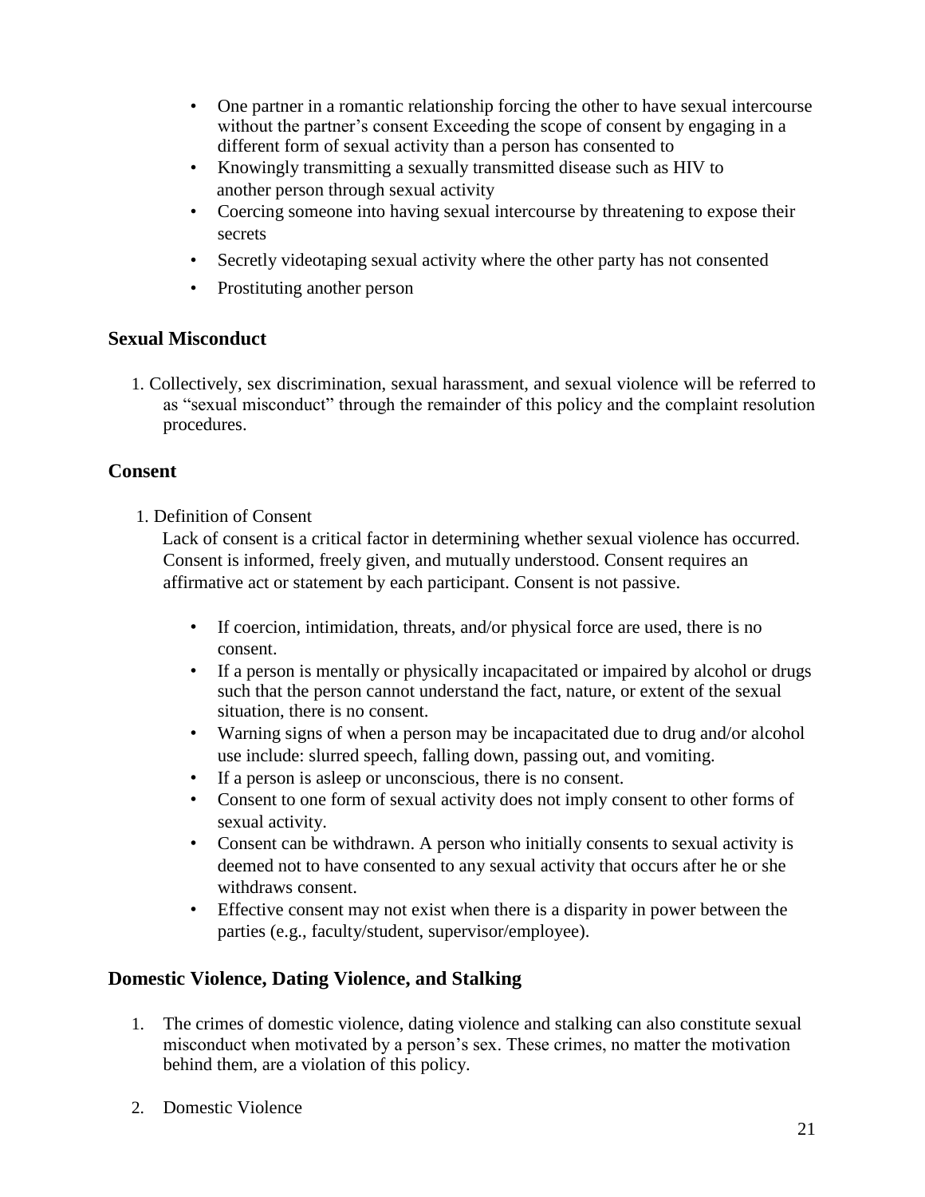- One partner in a romantic relationship forcing the other to have sexual intercourse without the partner's consent Exceeding the scope of consent by engaging in a different form of sexual activity than a person has consented to
- Knowingly transmitting a sexually transmitted disease such as HIV to another person through sexual activity
- Coercing someone into having sexual intercourse by threatening to expose their secrets
- Secretly videotaping sexual activity where the other party has not consented
- Prostituting another person

### Sexual Misconduct

1. Collectively, sex discrimination, sexual harassment, and sexual violence will be referred to as "sexual misconduct" through the remainder of this policy and the complaint resolution procedures.

### Consent

1. Definition of Consent

   Lack of consent is a critical factor in determining whether sexual violence has occurred. Consent is informed, freely given, and mutually understood. Consent requires an affirmative act or statement by each participant. Consent is not passive.

   - If coercion, intimidation, threats, and/or physical force are used, there is no consent.
   - If a person is mentally or physically incapacitated or impaired by alcohol or drugs such that the person cannot understand the fact, nature, or extent of the sexual situation, there is no consent.
   - Warning signs of when a person may be incapacitated due to drug and/or alcohol use include: slurred speech, falling down, passing out, and vomiting.
   - If a person is asleep or unconscious, there is no consent.
   - Consent to one form of sexual activity does not imply consent to other forms of sexual activity.
   - Consent can be withdrawn. A person who initially consents to sexual activity is deemed not to have consented to any sexual activity that occurs after he or she withdraws consent.
   - Effective consent may not exist when there is a disparity in power between the parties (e.g., faculty/student, supervisor/employee).

### Domestic Violence, Dating Violence, and Stalking

1. The crimes of domestic violence, dating violence and stalking can also constitute sexual misconduct when motivated by a person's sex. These crimes, no matter the motivation behind them, are a violation of this policy.

2. Domestic Violence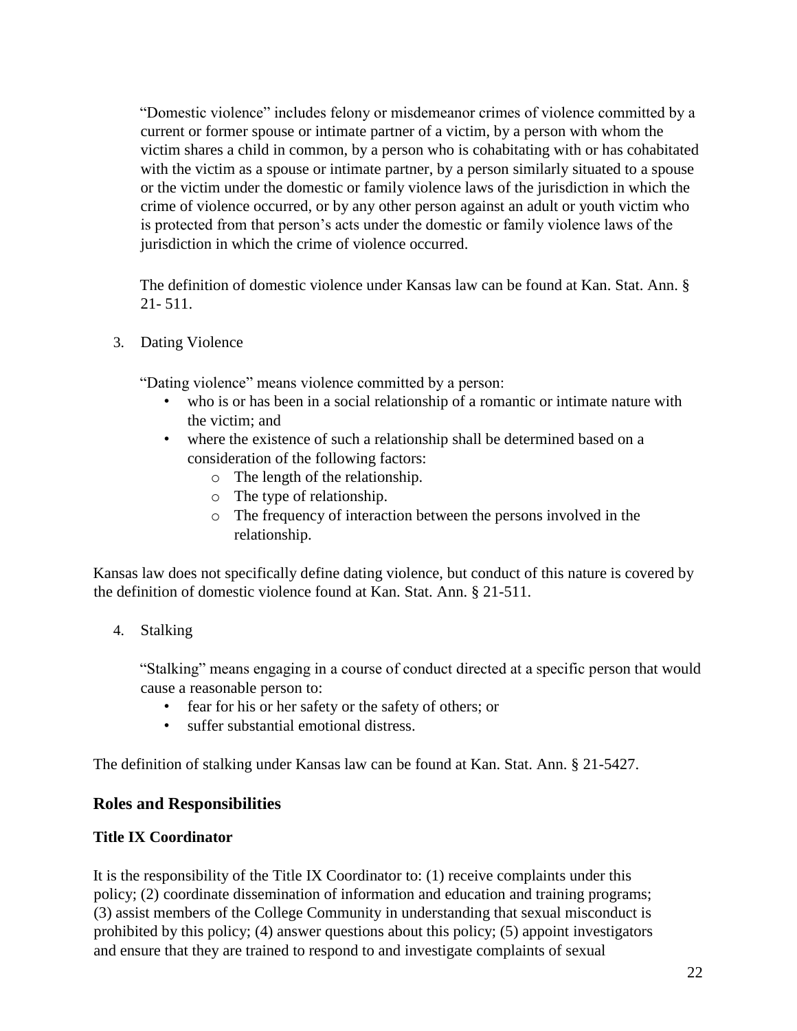"Domestic violence" includes felony or misdemeanor crimes of violence committed by a current or former spouse or intimate partner of a victim, by a person with whom the victim shares a child in common, by a person who is cohabitating with or has cohabitated with the victim as a spouse or intimate partner, by a person similarly situated to a spouse or the victim under the domestic or family violence laws of the jurisdiction in which the crime of violence occurred, or by any other person against an adult or youth victim who is protected from that person's acts under the domestic or family violence laws of the jurisdiction in which the crime of violence occurred.

The definition of domestic violence under Kansas law can be found at Kan. Stat. Ann. § 21- 511.

3. Dating Violence

"Dating violence" means violence committed by a person:

- who is or has been in a social relationship of a romantic or intimate nature with the victim; and
- where the existence of such a relationship shall be determined based on a consideration of the following factors:
  - The length of the relationship.
  - The type of relationship.
  - The frequency of interaction between the persons involved in the relationship.

Kansas law does not specifically define dating violence, but conduct of this nature is covered by the definition of domestic violence found at Kan. Stat. Ann. § 21-511.

4. Stalking

"Stalking" means engaging in a course of conduct directed at a specific person that would cause a reasonable person to:

- fear for his or her safety or the safety of others; or
- suffer substantial emotional distress.

The definition of stalking under Kansas law can be found at Kan. Stat. Ann. § 21-5427.

## Roles and Responsibilities

### Title IX Coordinator

It is the responsibility of the Title IX Coordinator to: (1) receive complaints under this policy; (2) coordinate dissemination of information and education and training programs; (3) assist members of the College Community in understanding that sexual misconduct is prohibited by this policy; (4) answer questions about this policy; (5) appoint investigators and ensure that they are trained to respond to and investigate complaints of sexual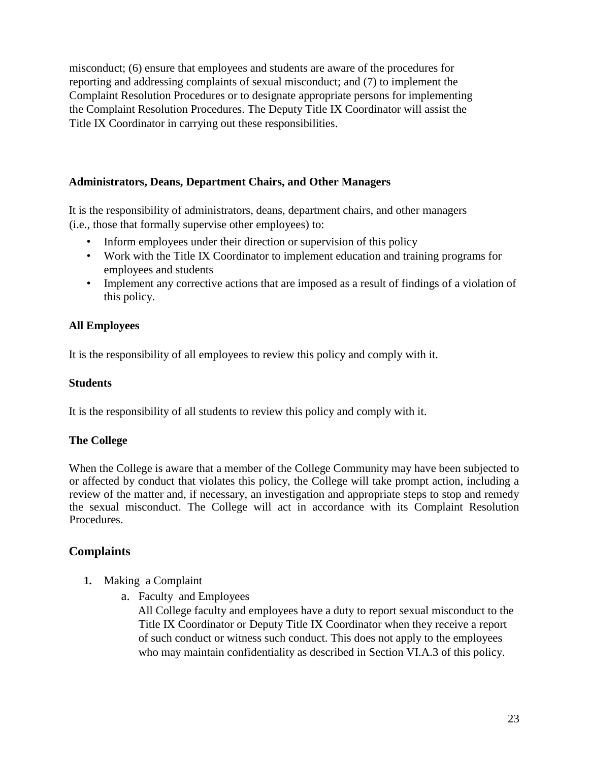misconduct; (6) ensure that employees and students are aware of the procedures for reporting and addressing complaints of sexual misconduct; and (7) to implement the Complaint Resolution Procedures or to designate appropriate persons for implementing the Complaint Resolution Procedures. The Deputy Title IX Coordinator will assist the Title IX Coordinator in carrying out these responsibilities.

**Administrators, Deans, Department Chairs, and Other Managers**

It is the responsibility of administrators, deans, department chairs, and other managers (i.e., those that formally supervise other employees) to:

- Inform employees under their direction or supervision of this policy
- Work with the Title IX Coordinator to implement education and training programs for employees and students
- Implement any corrective actions that are imposed as a result of findings of a violation of this policy.

**All Employees**

It is the responsibility of all employees to review this policy and comply with it.

**Students**

It is the responsibility of all students to review this policy and comply with it.

**The College**

When the College is aware that a member of the College Community may have been subjected to or affected by conduct that violates this policy, the College will take prompt action, including a review of the matter and, if necessary, an investigation and appropriate steps to stop and remedy the sexual misconduct. The College will act in accordance with its Complaint Resolution Procedures.

## Complaints

**1.** Making a Complaint

   a. Faculty and Employees

      All College faculty and employees have a duty to report sexual misconduct to the Title IX Coordinator or Deputy Title IX Coordinator when they receive a report of such conduct or witness such conduct. This does not apply to the employees who may maintain confidentiality as described in Section VI.A.3 of this policy.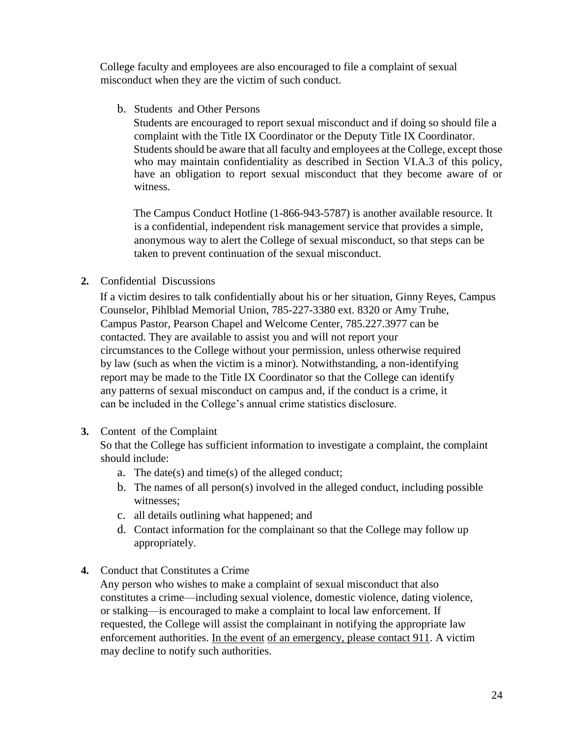College faculty and employees are also encouraged to file a complaint of sexual misconduct when they are the victim of such conduct.

b. Students and Other Persons

Students are encouraged to report sexual misconduct and if doing so should file a complaint with the Title IX Coordinator or the Deputy Title IX Coordinator. Students should be aware that all faculty and employees at the College, except those who may maintain confidentiality as described in Section VI.A.3 of this policy, have an obligation to report sexual misconduct that they become aware of or witness.

The Campus Conduct Hotline (1-866-943-5787) is another available resource. It is a confidential, independent risk management service that provides a simple, anonymous way to alert the College of sexual misconduct, so that steps can be taken to prevent continuation of the sexual misconduct.

**2.** Confidential Discussions

If a victim desires to talk confidentially about his or her situation, Ginny Reyes, Campus Counselor, Pihlblad Memorial Union, 785-227-3380 ext. 8320 or Amy Truhe, Campus Pastor, Pearson Chapel and Welcome Center, 785.227.3977 can be contacted. They are available to assist you and will not report your circumstances to the College without your permission, unless otherwise required by law (such as when the victim is a minor). Notwithstanding, a non-identifying report may be made to the Title IX Coordinator so that the College can identify any patterns of sexual misconduct on campus and, if the conduct is a crime, it can be included in the College's annual crime statistics disclosure.

**3.** Content of the Complaint

So that the College has sufficient information to investigate a complaint, the complaint should include:

a. The date(s) and time(s) of the alleged conduct;
b. The names of all person(s) involved in the alleged conduct, including possible witnesses;
c. all details outlining what happened; and
d. Contact information for the complainant so that the College may follow up appropriately.

**4.** Conduct that Constitutes a Crime

Any person who wishes to make a complaint of sexual misconduct that also constitutes a crime—including sexual violence, domestic violence, dating violence, or stalking—is encouraged to make a complaint to local law enforcement. If requested, the College will assist the complainant in notifying the appropriate law enforcement authorities. <u>In the event of an emergency, please contact 911</u>. A victim may decline to notify such authorities.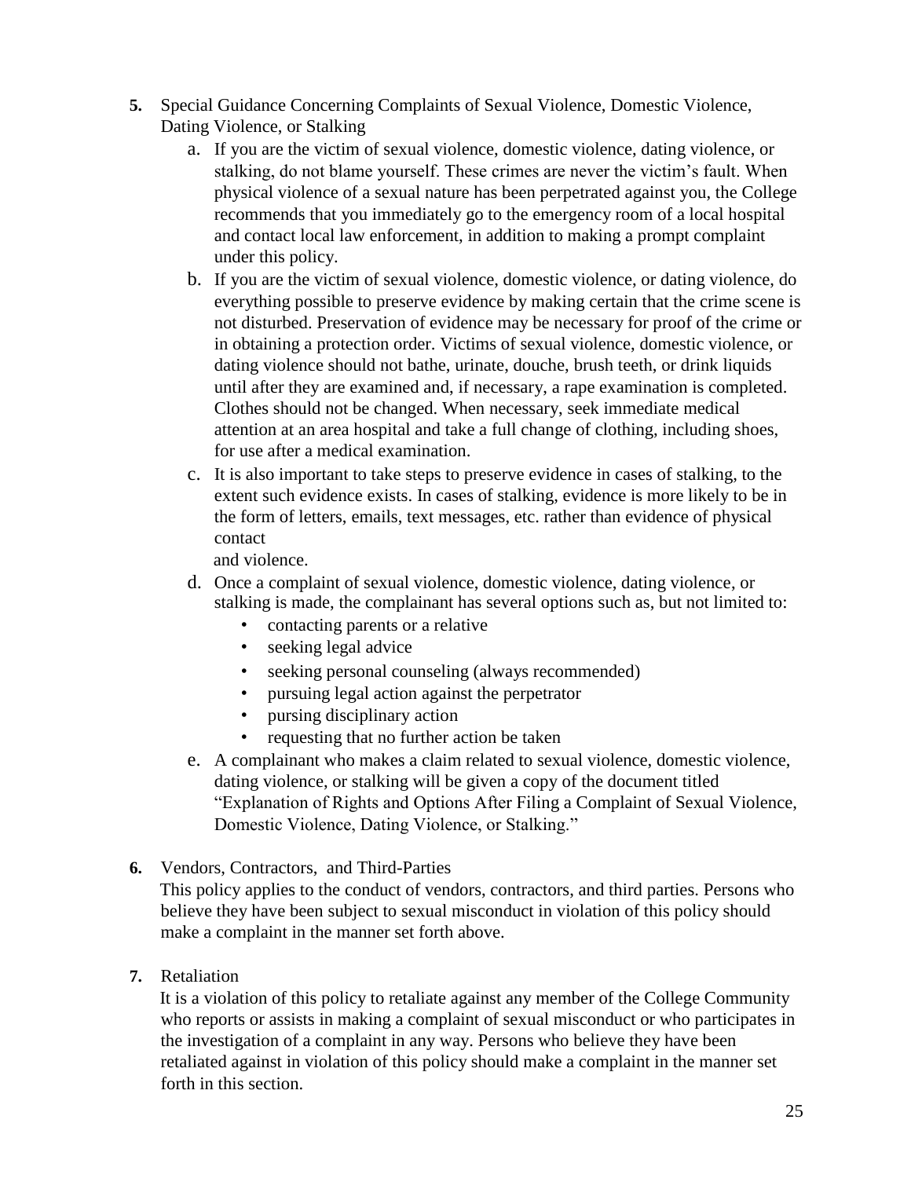**5.** Special Guidance Concerning Complaints of Sexual Violence, Domestic Violence, Dating Violence, or Stalking

a. If you are the victim of sexual violence, domestic violence, dating violence, or stalking, do not blame yourself. These crimes are never the victim's fault. When physical violence of a sexual nature has been perpetrated against you, the College recommends that you immediately go to the emergency room of a local hospital and contact local law enforcement, in addition to making a prompt complaint under this policy.

b. If you are the victim of sexual violence, domestic violence, or dating violence, do everything possible to preserve evidence by making certain that the crime scene is not disturbed. Preservation of evidence may be necessary for proof of the crime or in obtaining a protection order. Victims of sexual violence, domestic violence, or dating violence should not bathe, urinate, douche, brush teeth, or drink liquids until after they are examined and, if necessary, a rape examination is completed. Clothes should not be changed. When necessary, seek immediate medical attention at an area hospital and take a full change of clothing, including shoes, for use after a medical examination.

c. It is also important to take steps to preserve evidence in cases of stalking, to the extent such evidence exists. In cases of stalking, evidence is more likely to be in the form of letters, emails, text messages, etc. rather than evidence of physical contact and violence.

d. Once a complaint of sexual violence, domestic violence, dating violence, or stalking is made, the complainant has several options such as, but not limited to:
   - contacting parents or a relative
   - seeking legal advice
   - seeking personal counseling (always recommended)
   - pursuing legal action against the perpetrator
   - pursing disciplinary action
   - requesting that no further action be taken

e. A complainant who makes a claim related to sexual violence, domestic violence, dating violence, or stalking will be given a copy of the document titled "Explanation of Rights and Options After Filing a Complaint of Sexual Violence, Domestic Violence, Dating Violence, or Stalking."

**6.** Vendors, Contractors, and Third-Parties

This policy applies to the conduct of vendors, contractors, and third parties. Persons who believe they have been subject to sexual misconduct in violation of this policy should make a complaint in the manner set forth above.

**7.** Retaliation

It is a violation of this policy to retaliate against any member of the College Community who reports or assists in making a complaint of sexual misconduct or who participates in the investigation of a complaint in any way. Persons who believe they have been retaliated against in violation of this policy should make a complaint in the manner set forth in this section.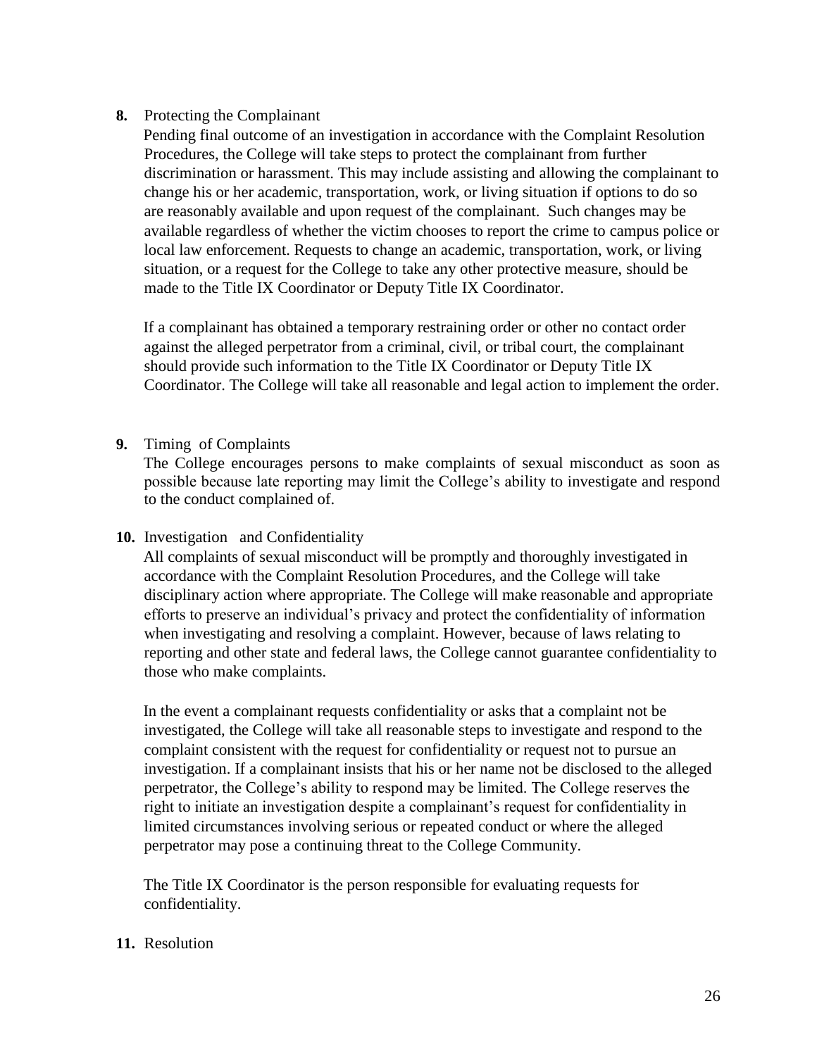**8.** Protecting the Complainant

Pending final outcome of an investigation in accordance with the Complaint Resolution Procedures, the College will take steps to protect the complainant from further discrimination or harassment. This may include assisting and allowing the complainant to change his or her academic, transportation, work, or living situation if options to do so are reasonably available and upon request of the complainant. Such changes may be available regardless of whether the victim chooses to report the crime to campus police or local law enforcement. Requests to change an academic, transportation, work, or living situation, or a request for the College to take any other protective measure, should be made to the Title IX Coordinator or Deputy Title IX Coordinator.

If a complainant has obtained a temporary restraining order or other no contact order against the alleged perpetrator from a criminal, civil, or tribal court, the complainant should provide such information to the Title IX Coordinator or Deputy Title IX Coordinator. The College will take all reasonable and legal action to implement the order.

**9.** Timing of Complaints

The College encourages persons to make complaints of sexual misconduct as soon as possible because late reporting may limit the College's ability to investigate and respond to the conduct complained of.

**10.** Investigation and Confidentiality

All complaints of sexual misconduct will be promptly and thoroughly investigated in accordance with the Complaint Resolution Procedures, and the College will take disciplinary action where appropriate. The College will make reasonable and appropriate efforts to preserve an individual's privacy and protect the confidentiality of information when investigating and resolving a complaint. However, because of laws relating to reporting and other state and federal laws, the College cannot guarantee confidentiality to those who make complaints.

In the event a complainant requests confidentiality or asks that a complaint not be investigated, the College will take all reasonable steps to investigate and respond to the complaint consistent with the request for confidentiality or request not to pursue an investigation. If a complainant insists that his or her name not be disclosed to the alleged perpetrator, the College's ability to respond may be limited. The College reserves the right to initiate an investigation despite a complainant's request for confidentiality in limited circumstances involving serious or repeated conduct or where the alleged perpetrator may pose a continuing threat to the College Community.

The Title IX Coordinator is the person responsible for evaluating requests for confidentiality.

**11.** Resolution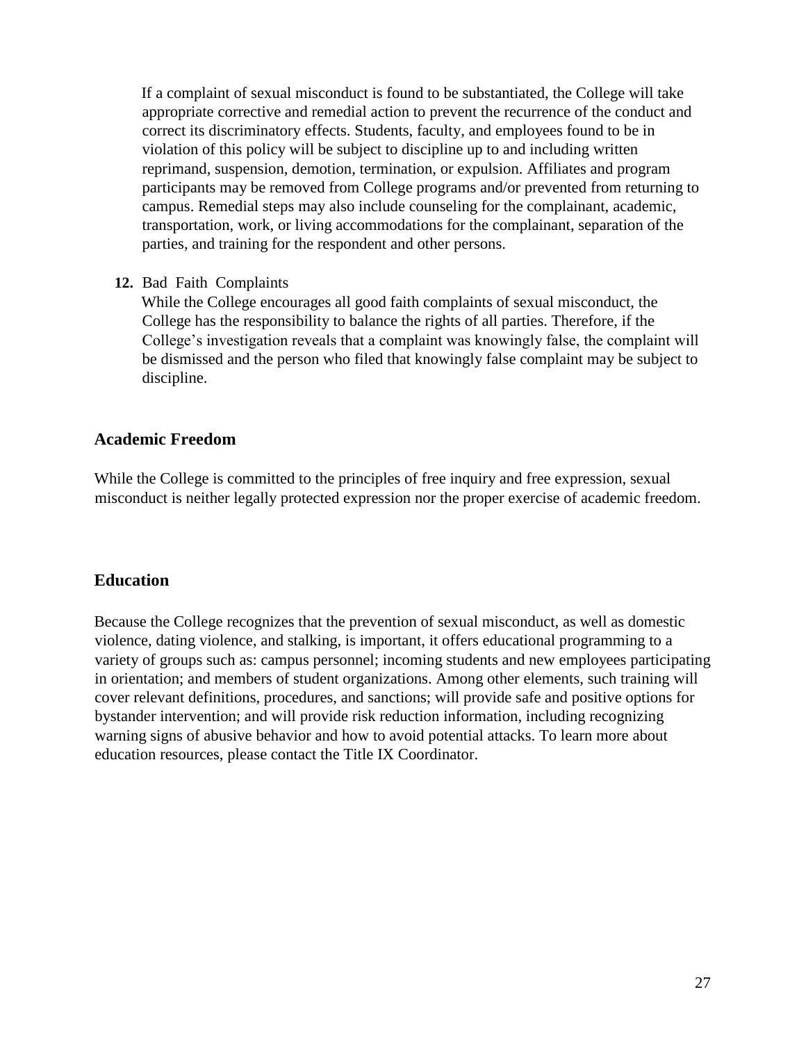If a complaint of sexual misconduct is found to be substantiated, the College will take appropriate corrective and remedial action to prevent the recurrence of the conduct and correct its discriminatory effects. Students, faculty, and employees found to be in violation of this policy will be subject to discipline up to and including written reprimand, suspension, demotion, termination, or expulsion. Affiliates and program participants may be removed from College programs and/or prevented from returning to campus. Remedial steps may also include counseling for the complainant, academic, transportation, work, or living accommodations for the complainant, separation of the parties, and training for the respondent and other persons.

**12.** Bad Faith Complaints

While the College encourages all good faith complaints of sexual misconduct, the College has the responsibility to balance the rights of all parties. Therefore, if the College's investigation reveals that a complaint was knowingly false, the complaint will be dismissed and the person who filed that knowingly false complaint may be subject to discipline.

## Academic Freedom

While the College is committed to the principles of free inquiry and free expression, sexual misconduct is neither legally protected expression nor the proper exercise of academic freedom.

## Education

Because the College recognizes that the prevention of sexual misconduct, as well as domestic violence, dating violence, and stalking, is important, it offers educational programming to a variety of groups such as: campus personnel; incoming students and new employees participating in orientation; and members of student organizations. Among other elements, such training will cover relevant definitions, procedures, and sanctions; will provide safe and positive options for bystander intervention; and will provide risk reduction information, including recognizing warning signs of abusive behavior and how to avoid potential attacks. To learn more about education resources, please contact the Title IX Coordinator.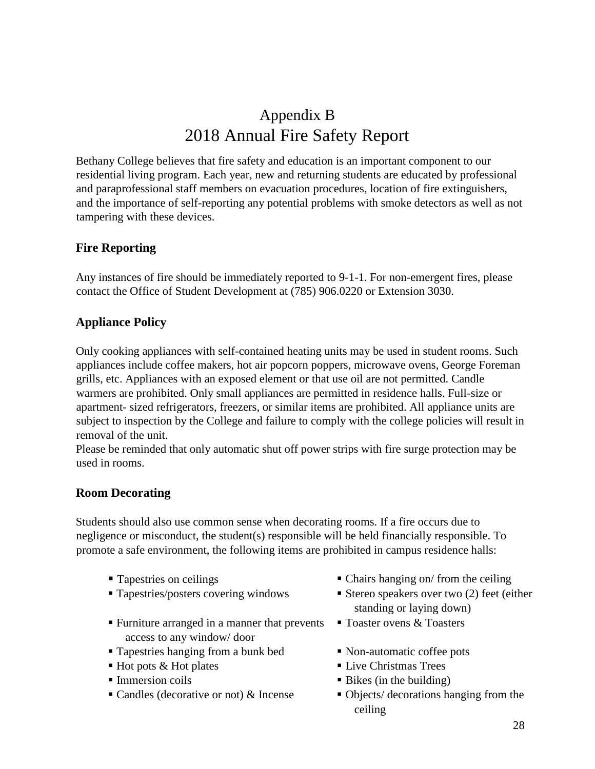# Appendix B
# 2018 Annual Fire Safety Report

Bethany College believes that fire safety and education is an important component to our residential living program. Each year, new and returning students are educated by professional and paraprofessional staff members on evacuation procedures, location of fire extinguishers, and the importance of self-reporting any potential problems with smoke detectors as well as not tampering with these devices.

## Fire Reporting

Any instances of fire should be immediately reported to 9-1-1. For non-emergent fires, please contact the Office of Student Development at (785) 906.0220 or Extension 3030.

## Appliance Policy

Only cooking appliances with self-contained heating units may be used in student rooms. Such appliances include coffee makers, hot air popcorn poppers, microwave ovens, George Foreman grills, etc. Appliances with an exposed element or that use oil are not permitted. Candle warmers are prohibited. Only small appliances are permitted in residence halls. Full-size or apartment- sized refrigerators, freezers, or similar items are prohibited. All appliance units are subject to inspection by the College and failure to comply with the college policies will result in removal of the unit.
Please be reminded that only automatic shut off power strips with fire surge protection may be used in rooms.

## Room Decorating

Students should also use common sense when decorating rooms. If a fire occurs due to negligence or misconduct, the student(s) responsible will be held financially responsible. To promote a safe environment, the following items are prohibited in campus residence halls:

- Tapestries on ceilings
- Tapestries/posters covering windows
- Furniture arranged in a manner that prevents access to any window/ door
- Tapestries hanging from a bunk bed
- Hot pots & Hot plates
- Immersion coils
- Candles (decorative or not) & Incense
- Chairs hanging on/ from the ceiling
- Stereo speakers over two (2) feet (either standing or laying down)
- Toaster ovens & Toasters
- Non-automatic coffee pots
- Live Christmas Trees
- Bikes (in the building)
- Objects/ decorations hanging from the ceiling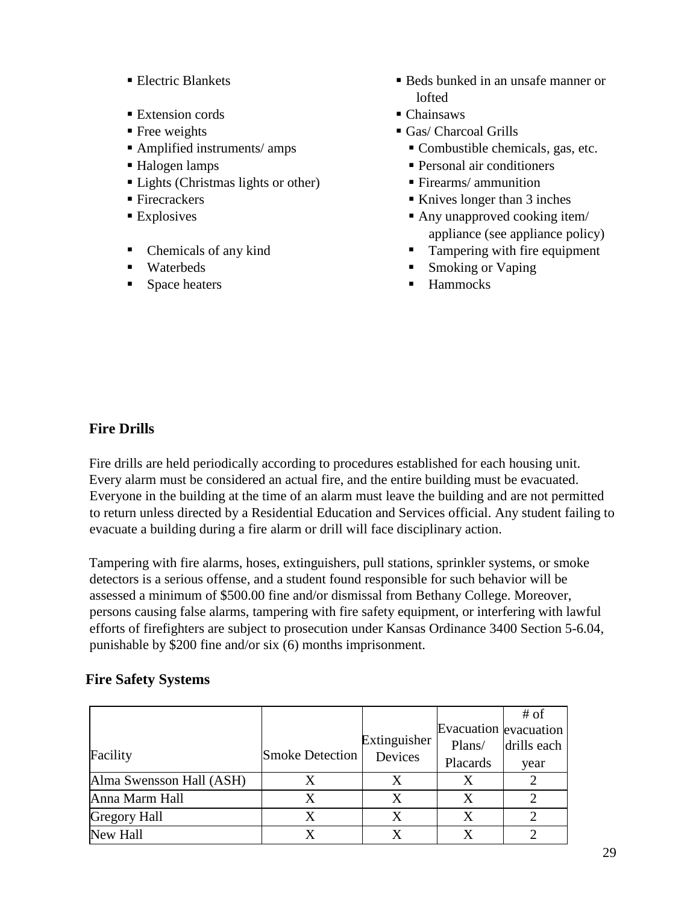- Electric Blankets
- Extension cords
- Free weights
- Amplified instruments/ amps
- Halogen lamps
- Lights (Christmas lights or other)
- Firecrackers
- Explosives
- Chemicals of any kind
- Waterbeds
- Space heaters
- Beds bunked in an unsafe manner or lofted
- Chainsaws
- Gas/ Charcoal Grills
- Combustible chemicals, gas, etc.
- Personal air conditioners
- Firearms/ ammunition
- Knives longer than 3 inches
- Any unapproved cooking item/ appliance (see appliance policy)
- Tampering with fire equipment
- Smoking or Vaping
- Hammocks

## Fire Drills

Fire drills are held periodically according to procedures established for each housing unit. Every alarm must be considered an actual fire, and the entire building must be evacuated. Everyone in the building at the time of an alarm must leave the building and are not permitted to return unless directed by a Residential Education and Services official. Any student failing to evacuate a building during a fire alarm or drill will face disciplinary action.

Tampering with fire alarms, hoses, extinguishers, pull stations, sprinkler systems, or smoke detectors is a serious offense, and a student found responsible for such behavior will be assessed a minimum of $500.00 fine and/or dismissal from Bethany College. Moreover, persons causing false alarms, tampering with fire safety equipment, or interfering with lawful efforts of firefighters are subject to prosecution under Kansas Ordinance 3400 Section 5-6.04, punishable by $200 fine and/or six (6) months imprisonment.

## Fire Safety Systems

| Facility | Smoke Detection | Extinguisher Devices | Evacuation Plans/ Placards | # of evacuation drills each year |
|---|---|---|---|---|
| Alma Swensson Hall (ASH) | X | X | X | 2 |
| Anna Marm Hall | X | X | X | 2 |
| Gregory Hall | X | X | X | 2 |
| New Hall | X | X | X | 2 |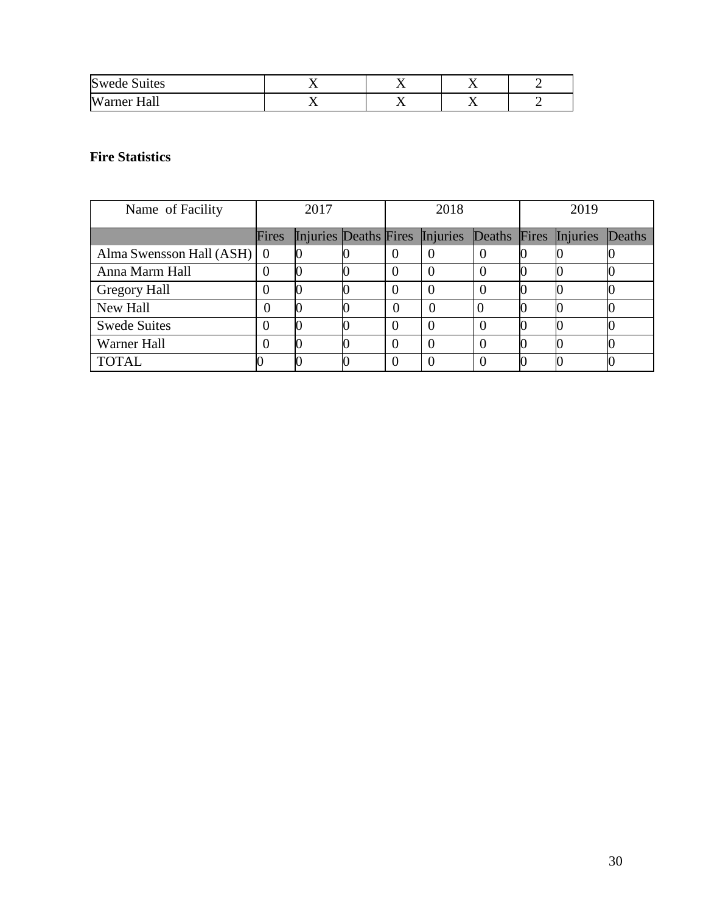| Swede Suites | X | X | X | 2 |
|---|---|---|---|---|
| Warner Hall | X | X | X | 2 |

**Fire Statistics**

| Name of Facility | 2017 | | | 2018 | | | 2019 | | |
|---|---|---|---|---|---|---|---|---|---|
| | Fires | Injuries | Deaths | Fires | Injuries | Deaths | Fires | Injuries | Deaths |
| Alma Swensson Hall (ASH) | 0 | 0 | 0 | 0 | 0 | 0 | 0 | 0 | 0 |
| Anna Marm Hall | 0 | 0 | 0 | 0 | 0 | 0 | 0 | 0 | 0 |
| Gregory Hall | 0 | 0 | 0 | 0 | 0 | 0 | 0 | 0 | 0 |
| New Hall | 0 | 0 | 0 | 0 | 0 | 0 | 0 | 0 | 0 |
| Swede Suites | 0 | 0 | 0 | 0 | 0 | 0 | 0 | 0 | 0 |
| Warner Hall | 0 | 0 | 0 | 0 | 0 | 0 | 0 | 0 | 0 |
| TOTAL | 0 | 0 | 0 | 0 | 0 | 0 | 0 | 0 | 0 |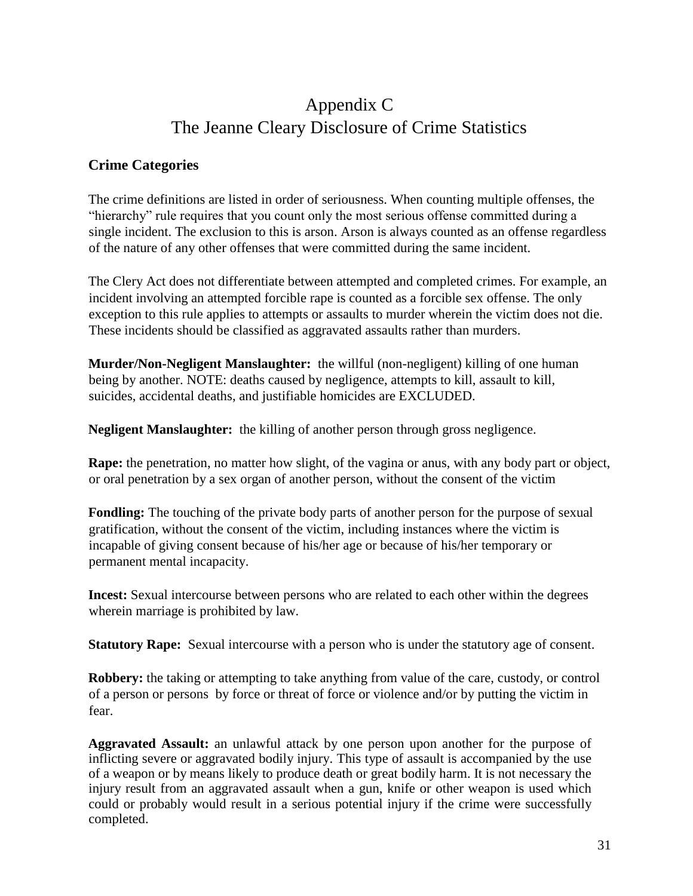# Appendix C
# The Jeanne Cleary Disclosure of Crime Statistics

## Crime Categories

The crime definitions are listed in order of seriousness. When counting multiple offenses, the "hierarchy" rule requires that you count only the most serious offense committed during a single incident. The exclusion to this is arson. Arson is always counted as an offense regardless of the nature of any other offenses that were committed during the same incident.

The Clery Act does not differentiate between attempted and completed crimes. For example, an incident involving an attempted forcible rape is counted as a forcible sex offense. The only exception to this rule applies to attempts or assaults to murder wherein the victim does not die. These incidents should be classified as aggravated assaults rather than murders.

**Murder/Non-Negligent Manslaughter:** the willful (non-negligent) killing of one human being by another. NOTE: deaths caused by negligence, attempts to kill, assault to kill, suicides, accidental deaths, and justifiable homicides are EXCLUDED.

**Negligent Manslaughter:** the killing of another person through gross negligence.

**Rape:** the penetration, no matter how slight, of the vagina or anus, with any body part or object, or oral penetration by a sex organ of another person, without the consent of the victim

**Fondling:** The touching of the private body parts of another person for the purpose of sexual gratification, without the consent of the victim, including instances where the victim is incapable of giving consent because of his/her age or because of his/her temporary or permanent mental incapacity.

**Incest:** Sexual intercourse between persons who are related to each other within the degrees wherein marriage is prohibited by law.

**Statutory Rape:** Sexual intercourse with a person who is under the statutory age of consent.

**Robbery:** the taking or attempting to take anything from value of the care, custody, or control of a person or persons by force or threat of force or violence and/or by putting the victim in fear.

**Aggravated Assault:** an unlawful attack by one person upon another for the purpose of inflicting severe or aggravated bodily injury. This type of assault is accompanied by the use of a weapon or by means likely to produce death or great bodily harm. It is not necessary the injury result from an aggravated assault when a gun, knife or other weapon is used which could or probably would result in a serious potential injury if the crime were successfully completed.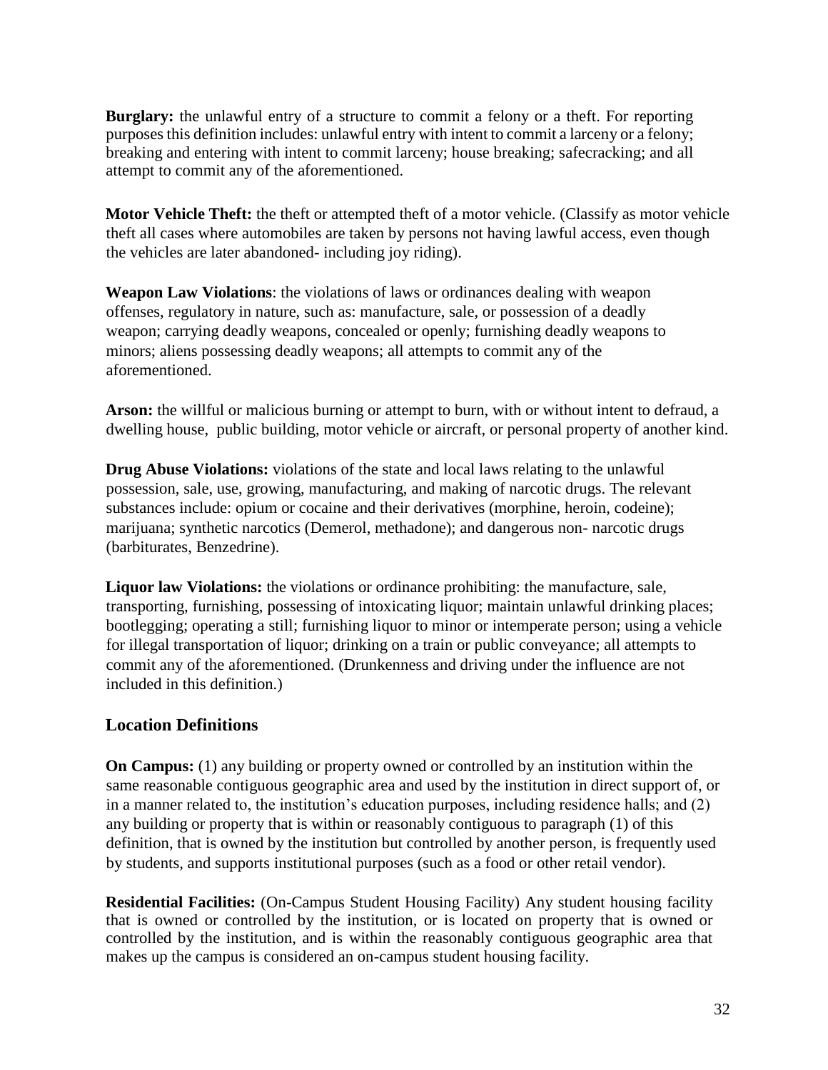**Burglary:** the unlawful entry of a structure to commit a felony or a theft. For reporting purposes this definition includes: unlawful entry with intent to commit a larceny or a felony; breaking and entering with intent to commit larceny; house breaking; safecracking; and all attempt to commit any of the aforementioned.

**Motor Vehicle Theft:** the theft or attempted theft of a motor vehicle. (Classify as motor vehicle theft all cases where automobiles are taken by persons not having lawful access, even though the vehicles are later abandoned- including joy riding).

**Weapon Law Violations**: the violations of laws or ordinances dealing with weapon offenses, regulatory in nature, such as: manufacture, sale, or possession of a deadly weapon; carrying deadly weapons, concealed or openly; furnishing deadly weapons to minors; aliens possessing deadly weapons; all attempts to commit any of the aforementioned.

**Arson:** the willful or malicious burning or attempt to burn, with or without intent to defraud, a dwelling house, public building, motor vehicle or aircraft, or personal property of another kind.

**Drug Abuse Violations:** violations of the state and local laws relating to the unlawful possession, sale, use, growing, manufacturing, and making of narcotic drugs. The relevant substances include: opium or cocaine and their derivatives (morphine, heroin, codeine); marijuana; synthetic narcotics (Demerol, methadone); and dangerous non- narcotic drugs (barbiturates, Benzedrine).

**Liquor law Violations:** the violations or ordinance prohibiting: the manufacture, sale, transporting, furnishing, possessing of intoxicating liquor; maintain unlawful drinking places; bootlegging; operating a still; furnishing liquor to minor or intemperate person; using a vehicle for illegal transportation of liquor; drinking on a train or public conveyance; all attempts to commit any of the aforementioned. (Drunkenness and driving under the influence are not included in this definition.)

## Location Definitions

**On Campus:** (1) any building or property owned or controlled by an institution within the same reasonable contiguous geographic area and used by the institution in direct support of, or in a manner related to, the institution's education purposes, including residence halls; and (2) any building or property that is within or reasonably contiguous to paragraph (1) of this definition, that is owned by the institution but controlled by another person, is frequently used by students, and supports institutional purposes (such as a food or other retail vendor).

**Residential Facilities:** (On-Campus Student Housing Facility) Any student housing facility that is owned or controlled by the institution, or is located on property that is owned or controlled by the institution, and is within the reasonably contiguous geographic area that makes up the campus is considered an on-campus student housing facility.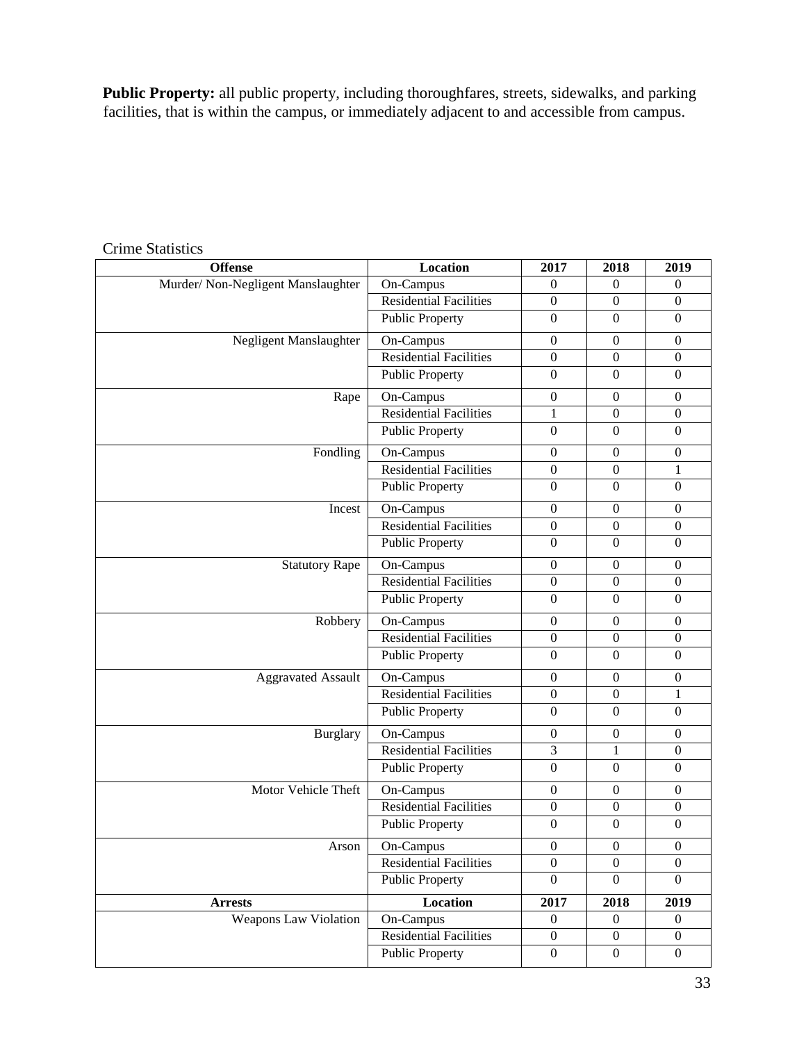**Public Property:** all public property, including thoroughfares, streets, sidewalks, and parking facilities, that is within the campus, or immediately adjacent to and accessible from campus.

Crime Statistics

| Offense | Location | 2017 | 2018 | 2019 |
|---|---|---|---|---|
| Murder/ Non-Negligent Manslaughter | On-Campus | 0 | 0 | 0 |
| | Residential Facilities | 0 | 0 | 0 |
| | Public Property | 0 | 0 | 0 |
| Negligent Manslaughter | On-Campus | 0 | 0 | 0 |
| | Residential Facilities | 0 | 0 | 0 |
| | Public Property | 0 | 0 | 0 |
| Rape | On-Campus | 0 | 0 | 0 |
| | Residential Facilities | 1 | 0 | 0 |
| | Public Property | 0 | 0 | 0 |
| Fondling | On-Campus | 0 | 0 | 0 |
| | Residential Facilities | 0 | 0 | 1 |
| | Public Property | 0 | 0 | 0 |
| Incest | On-Campus | 0 | 0 | 0 |
| | Residential Facilities | 0 | 0 | 0 |
| | Public Property | 0 | 0 | 0 |
| Statutory Rape | On-Campus | 0 | 0 | 0 |
| | Residential Facilities | 0 | 0 | 0 |
| | Public Property | 0 | 0 | 0 |
| Robbery | On-Campus | 0 | 0 | 0 |
| | Residential Facilities | 0 | 0 | 0 |
| | Public Property | 0 | 0 | 0 |
| Aggravated Assault | On-Campus | 0 | 0 | 0 |
| | Residential Facilities | 0 | 0 | 1 |
| | Public Property | 0 | 0 | 0 |
| Burglary | On-Campus | 0 | 0 | 0 |
| | Residential Facilities | 3 | 1 | 0 |
| | Public Property | 0 | 0 | 0 |
| Motor Vehicle Theft | On-Campus | 0 | 0 | 0 |
| | Residential Facilities | 0 | 0 | 0 |
| | Public Property | 0 | 0 | 0 |
| Arson | On-Campus | 0 | 0 | 0 |
| | Residential Facilities | 0 | 0 | 0 |
| | Public Property | 0 | 0 | 0 |
| **Arrests** | **Location** | **2017** | **2018** | **2019** |
| Weapons Law Violation | On-Campus | 0 | 0 | 0 |
| | Residential Facilities | 0 | 0 | 0 |
| | Public Property | 0 | 0 | 0 |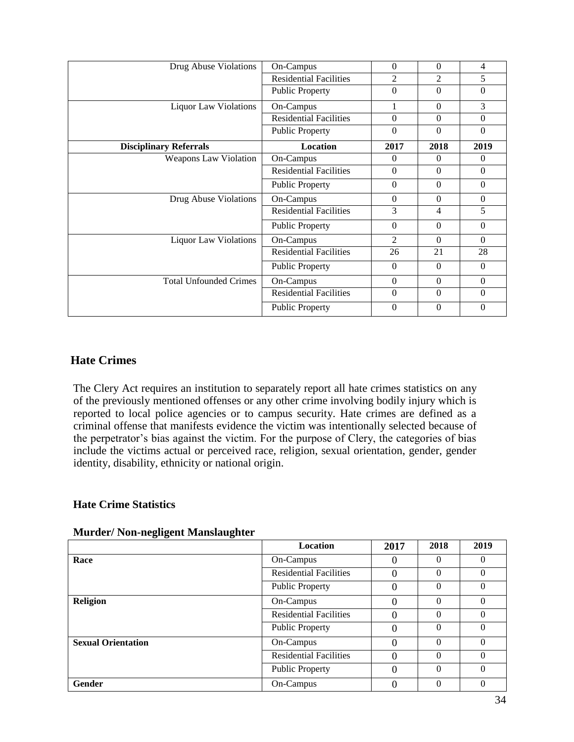| | | | | |
|---|---|---|---|---|
| Drug Abuse Violations | On-Campus | 0 | 0 | 4 |
| | Residential Facilities | 2 | 2 | 5 |
| | Public Property | 0 | 0 | 0 |
| Liquor Law Violations | On-Campus | 1 | 0 | 3 |
| | Residential Facilities | 0 | 0 | 0 |
| | Public Property | 0 | 0 | 0 |
| **Disciplinary Referrals** | **Location** | **2017** | **2018** | **2019** |
| Weapons Law Violation | On-Campus | 0 | 0 | 0 |
| | Residential Facilities | 0 | 0 | 0 |
| | Public Property | 0 | 0 | 0 |
| Drug Abuse Violations | On-Campus | 0 | 0 | 0 |
| | Residential Facilities | 3 | 4 | 5 |
| | Public Property | 0 | 0 | 0 |
| Liquor Law Violations | On-Campus | 2 | 0 | 0 |
| | Residential Facilities | 26 | 21 | 28 |
| | Public Property | 0 | 0 | 0 |
| Total Unfounded Crimes | On-Campus | 0 | 0 | 0 |
| | Residential Facilities | 0 | 0 | 0 |
| | Public Property | 0 | 0 | 0 |

## Hate Crimes

The Clery Act requires an institution to separately report all hate crimes statistics on any of the previously mentioned offenses or any other crime involving bodily injury which is reported to local police agencies or to campus security. Hate crimes are defined as a criminal offense that manifests evidence the victim was intentionally selected because of the perpetrator's bias against the victim. For the purpose of Clery, the categories of bias include the victims actual or perceived race, religion, sexual orientation, gender, gender identity, disability, ethnicity or national origin.

### Hate Crime Statistics

**Murder/ Non-negligent Manslaughter**

| | Location | 2017 | 2018 | 2019 |
|---|---|---|---|---|
| **Race** | On-Campus | 0 | 0 | 0 |
| | Residential Facilities | 0 | 0 | 0 |
| | Public Property | 0 | 0 | 0 |
| **Religion** | On-Campus | 0 | 0 | 0 |
| | Residential Facilities | 0 | 0 | 0 |
| | Public Property | 0 | 0 | 0 |
| **Sexual Orientation** | On-Campus | 0 | 0 | 0 |
| | Residential Facilities | 0 | 0 | 0 |
| | Public Property | 0 | 0 | 0 |
| **Gender** | On-Campus | 0 | 0 | 0 |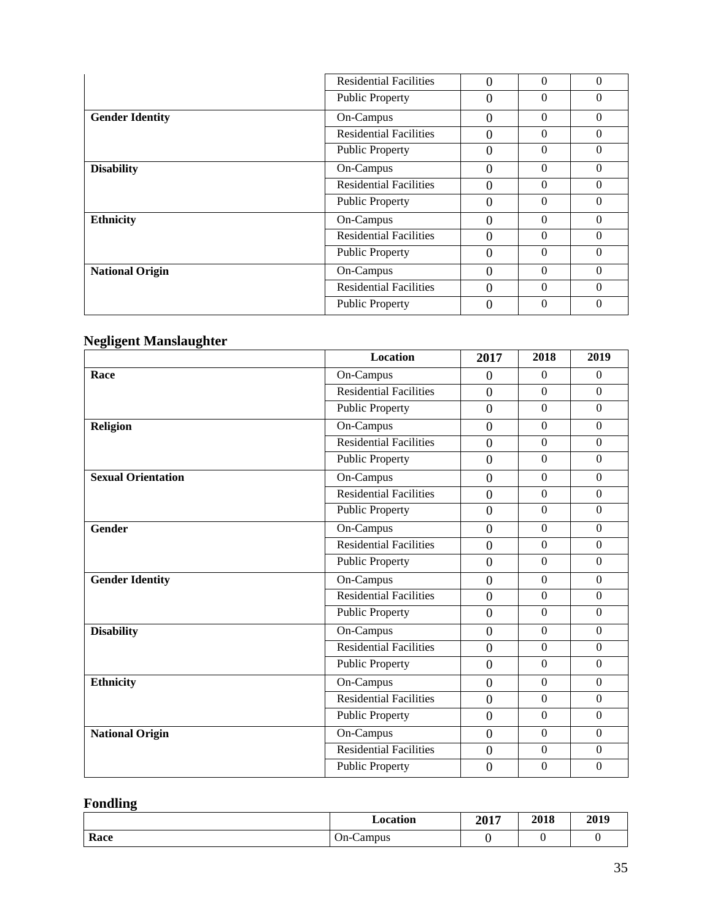| | Location | 2017 | 2018 | 2019 |
|---|---|---|---|---|
| | Residential Facilities | 0 | 0 | 0 |
| | Public Property | 0 | 0 | 0 |
| **Gender Identity** | On-Campus | 0 | 0 | 0 |
| | Residential Facilities | 0 | 0 | 0 |
| | Public Property | 0 | 0 | 0 |
| **Disability** | On-Campus | 0 | 0 | 0 |
| | Residential Facilities | 0 | 0 | 0 |
| | Public Property | 0 | 0 | 0 |
| **Ethnicity** | On-Campus | 0 | 0 | 0 |
| | Residential Facilities | 0 | 0 | 0 |
| | Public Property | 0 | 0 | 0 |
| **National Origin** | On-Campus | 0 | 0 | 0 |
| | Residential Facilities | 0 | 0 | 0 |
| | Public Property | 0 | 0 | 0 |

## Negligent Manslaughter

| | Location | 2017 | 2018 | 2019 |
|---|---|---|---|---|
| **Race** | On-Campus | 0 | 0 | 0 |
| | Residential Facilities | 0 | 0 | 0 |
| | Public Property | 0 | 0 | 0 |
| **Religion** | On-Campus | 0 | 0 | 0 |
| | Residential Facilities | 0 | 0 | 0 |
| | Public Property | 0 | 0 | 0 |
| **Sexual Orientation** | On-Campus | 0 | 0 | 0 |
| | Residential Facilities | 0 | 0 | 0 |
| | Public Property | 0 | 0 | 0 |
| **Gender** | On-Campus | 0 | 0 | 0 |
| | Residential Facilities | 0 | 0 | 0 |
| | Public Property | 0 | 0 | 0 |
| **Gender Identity** | On-Campus | 0 | 0 | 0 |
| | Residential Facilities | 0 | 0 | 0 |
| | Public Property | 0 | 0 | 0 |
| **Disability** | On-Campus | 0 | 0 | 0 |
| | Residential Facilities | 0 | 0 | 0 |
| | Public Property | 0 | 0 | 0 |
| **Ethnicity** | On-Campus | 0 | 0 | 0 |
| | Residential Facilities | 0 | 0 | 0 |
| | Public Property | 0 | 0 | 0 |
| **National Origin** | On-Campus | 0 | 0 | 0 |
| | Residential Facilities | 0 | 0 | 0 |
| | Public Property | 0 | 0 | 0 |

## Fondling

| | Location | 2017 | 2018 | 2019 |
|---|---|---|---|---|
| **Race** | On-Campus | 0 | 0 | 0 |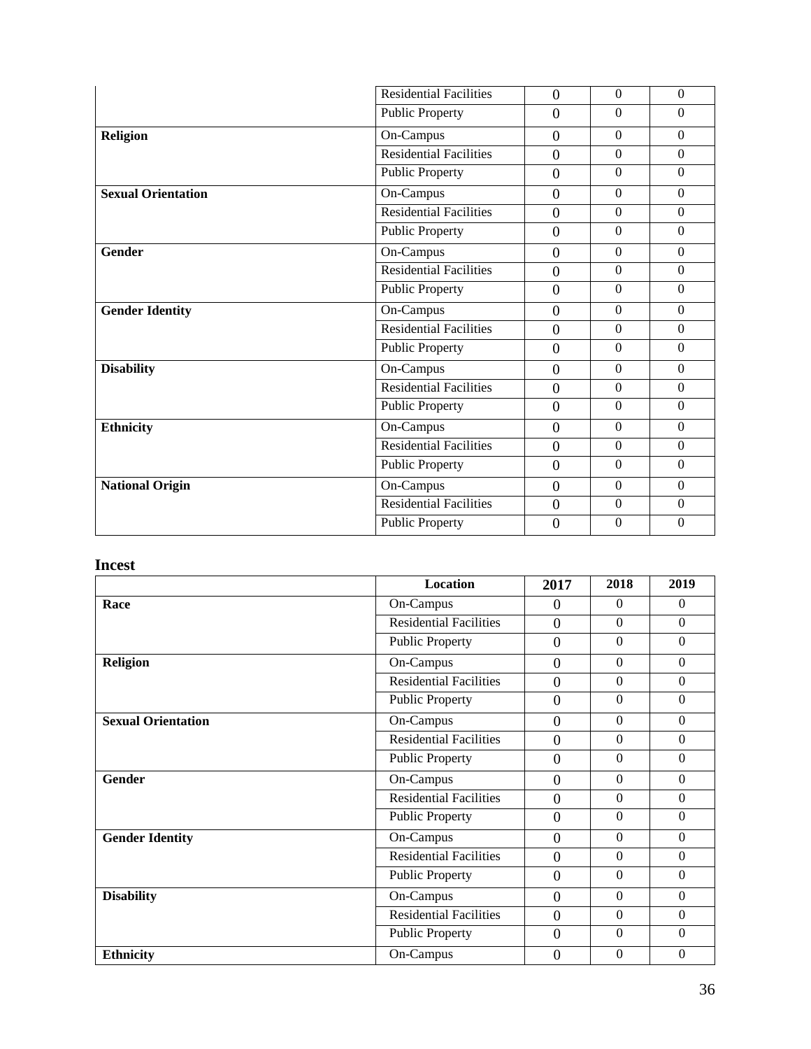| | | | | |
|---|---|---|---|---|
| | Residential Facilities | 0 | 0 | 0 |
| | Public Property | 0 | 0 | 0 |
| **Religion** | On-Campus | 0 | 0 | 0 |
| | Residential Facilities | 0 | 0 | 0 |
| | Public Property | 0 | 0 | 0 |
| **Sexual Orientation** | On-Campus | 0 | 0 | 0 |
| | Residential Facilities | 0 | 0 | 0 |
| | Public Property | 0 | 0 | 0 |
| **Gender** | On-Campus | 0 | 0 | 0 |
| | Residential Facilities | 0 | 0 | 0 |
| | Public Property | 0 | 0 | 0 |
| **Gender Identity** | On-Campus | 0 | 0 | 0 |
| | Residential Facilities | 0 | 0 | 0 |
| | Public Property | 0 | 0 | 0 |
| **Disability** | On-Campus | 0 | 0 | 0 |
| | Residential Facilities | 0 | 0 | 0 |
| | Public Property | 0 | 0 | 0 |
| **Ethnicity** | On-Campus | 0 | 0 | 0 |
| | Residential Facilities | 0 | 0 | 0 |
| | Public Property | 0 | 0 | 0 |
| **National Origin** | On-Campus | 0 | 0 | 0 |
| | Residential Facilities | 0 | 0 | 0 |
| | Public Property | 0 | 0 | 0 |

### Incest

| | Location | 2017 | 2018 | 2019 |
|---|---|---|---|---|
| **Race** | On-Campus | 0 | 0 | 0 |
| | Residential Facilities | 0 | 0 | 0 |
| | Public Property | 0 | 0 | 0 |
| **Religion** | On-Campus | 0 | 0 | 0 |
| | Residential Facilities | 0 | 0 | 0 |
| | Public Property | 0 | 0 | 0 |
| **Sexual Orientation** | On-Campus | 0 | 0 | 0 |
| | Residential Facilities | 0 | 0 | 0 |
| | Public Property | 0 | 0 | 0 |
| **Gender** | On-Campus | 0 | 0 | 0 |
| | Residential Facilities | 0 | 0 | 0 |
| | Public Property | 0 | 0 | 0 |
| **Gender Identity** | On-Campus | 0 | 0 | 0 |
| | Residential Facilities | 0 | 0 | 0 |
| | Public Property | 0 | 0 | 0 |
| **Disability** | On-Campus | 0 | 0 | 0 |
| | Residential Facilities | 0 | 0 | 0 |
| | Public Property | 0 | 0 | 0 |
| **Ethnicity** | On-Campus | 0 | 0 | 0 |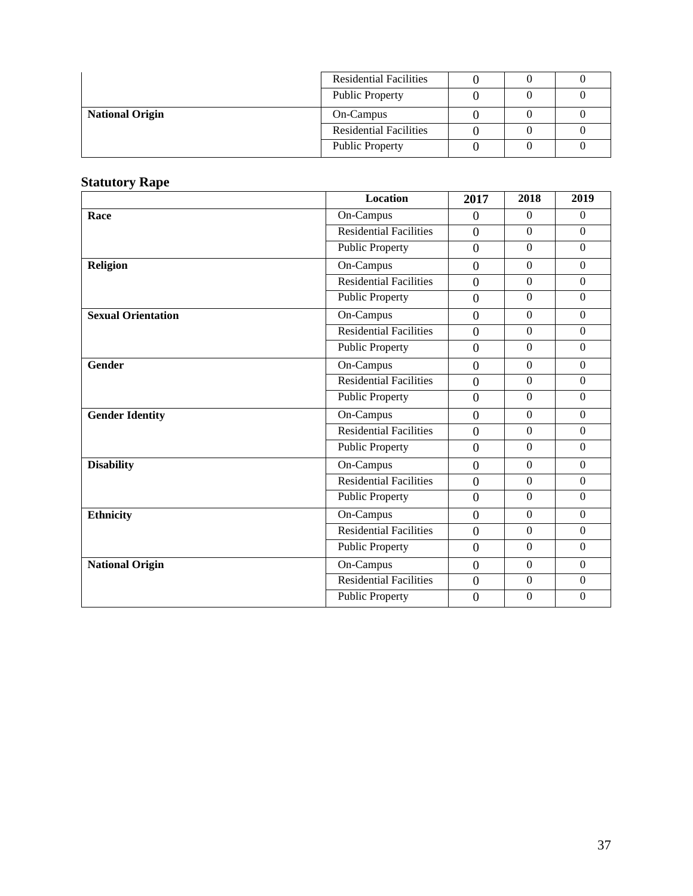| | | | | |
|---|---|---|---|---|
| | Residential Facilities | 0 | 0 | 0 |
| | Public Property | 0 | 0 | 0 |
| **National Origin** | On-Campus | 0 | 0 | 0 |
| | Residential Facilities | 0 | 0 | 0 |
| | Public Property | 0 | 0 | 0 |

## Statutory Rape

| | Location | 2017 | 2018 | 2019 |
|---|---|---|---|---|
| **Race** | On-Campus | 0 | 0 | 0 |
| | Residential Facilities | 0 | 0 | 0 |
| | Public Property | 0 | 0 | 0 |
| **Religion** | On-Campus | 0 | 0 | 0 |
| | Residential Facilities | 0 | 0 | 0 |
| | Public Property | 0 | 0 | 0 |
| **Sexual Orientation** | On-Campus | 0 | 0 | 0 |
| | Residential Facilities | 0 | 0 | 0 |
| | Public Property | 0 | 0 | 0 |
| **Gender** | On-Campus | 0 | 0 | 0 |
| | Residential Facilities | 0 | 0 | 0 |
| | Public Property | 0 | 0 | 0 |
| **Gender Identity** | On-Campus | 0 | 0 | 0 |
| | Residential Facilities | 0 | 0 | 0 |
| | Public Property | 0 | 0 | 0 |
| **Disability** | On-Campus | 0 | 0 | 0 |
| | Residential Facilities | 0 | 0 | 0 |
| | Public Property | 0 | 0 | 0 |
| **Ethnicity** | On-Campus | 0 | 0 | 0 |
| | Residential Facilities | 0 | 0 | 0 |
| | Public Property | 0 | 0 | 0 |
| **National Origin** | On-Campus | 0 | 0 | 0 |
| | Residential Facilities | 0 | 0 | 0 |
| | Public Property | 0 | 0 | 0 |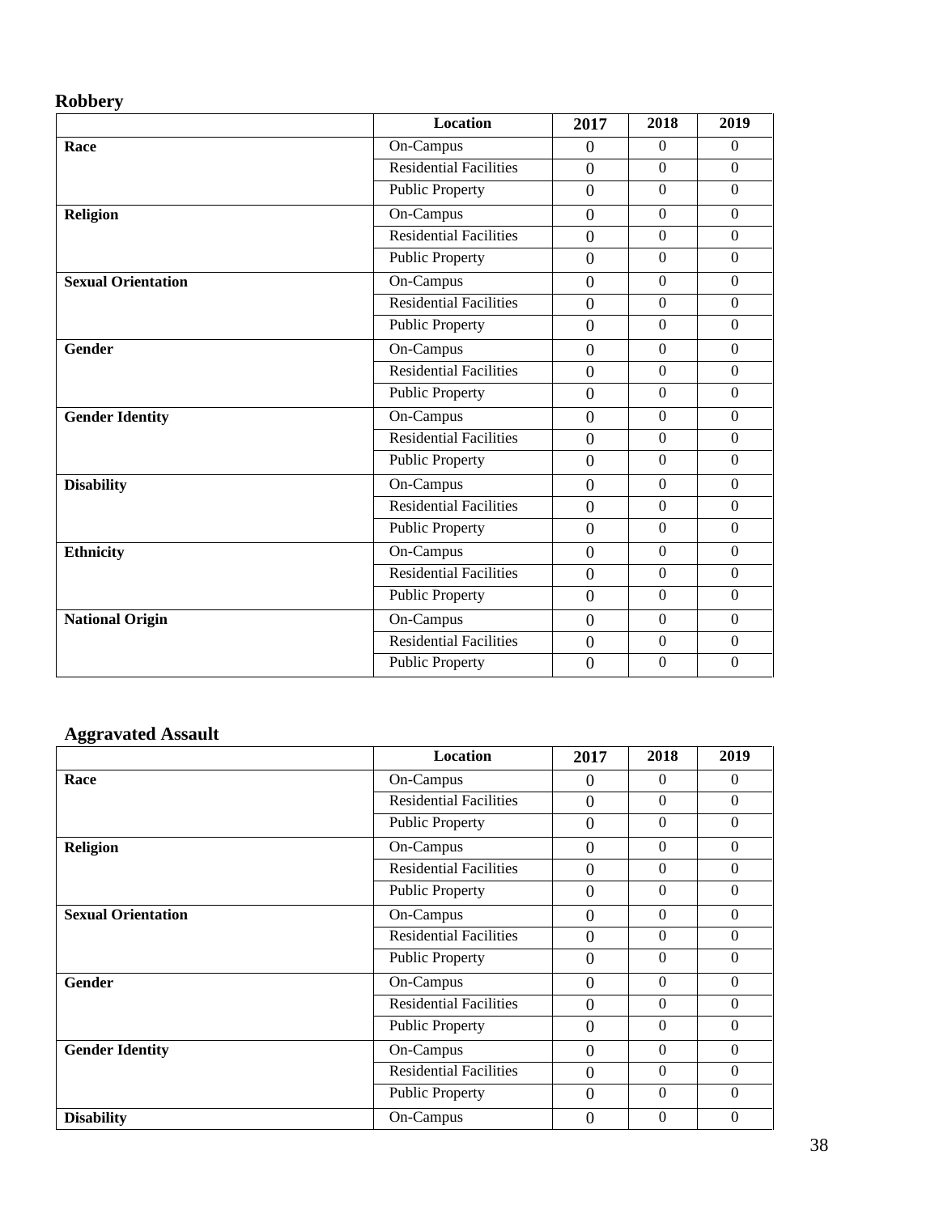**Robbery**

| | Location | 2017 | 2018 | 2019 |
|---|---|---|---|---|
| **Race** | On-Campus | 0 | 0 | 0 |
| | Residential Facilities | 0 | 0 | 0 |
| | Public Property | 0 | 0 | 0 |
| **Religion** | On-Campus | 0 | 0 | 0 |
| | Residential Facilities | 0 | 0 | 0 |
| | Public Property | 0 | 0 | 0 |
| **Sexual Orientation** | On-Campus | 0 | 0 | 0 |
| | Residential Facilities | 0 | 0 | 0 |
| | Public Property | 0 | 0 | 0 |
| **Gender** | On-Campus | 0 | 0 | 0 |
| | Residential Facilities | 0 | 0 | 0 |
| | Public Property | 0 | 0 | 0 |
| **Gender Identity** | On-Campus | 0 | 0 | 0 |
| | Residential Facilities | 0 | 0 | 0 |
| | Public Property | 0 | 0 | 0 |
| **Disability** | On-Campus | 0 | 0 | 0 |
| | Residential Facilities | 0 | 0 | 0 |
| | Public Property | 0 | 0 | 0 |
| **Ethnicity** | On-Campus | 0 | 0 | 0 |
| | Residential Facilities | 0 | 0 | 0 |
| | Public Property | 0 | 0 | 0 |
| **National Origin** | On-Campus | 0 | 0 | 0 |
| | Residential Facilities | 0 | 0 | 0 |
| | Public Property | 0 | 0 | 0 |

**Aggravated Assault**

| | Location | 2017 | 2018 | 2019 |
|---|---|---|---|---|
| **Race** | On-Campus | 0 | 0 | 0 |
| | Residential Facilities | 0 | 0 | 0 |
| | Public Property | 0 | 0 | 0 |
| **Religion** | On-Campus | 0 | 0 | 0 |
| | Residential Facilities | 0 | 0 | 0 |
| | Public Property | 0 | 0 | 0 |
| **Sexual Orientation** | On-Campus | 0 | 0 | 0 |
| | Residential Facilities | 0 | 0 | 0 |
| | Public Property | 0 | 0 | 0 |
| **Gender** | On-Campus | 0 | 0 | 0 |
| | Residential Facilities | 0 | 0 | 0 |
| | Public Property | 0 | 0 | 0 |
| **Gender Identity** | On-Campus | 0 | 0 | 0 |
| | Residential Facilities | 0 | 0 | 0 |
| | Public Property | 0 | 0 | 0 |
| **Disability** | On-Campus | 0 | 0 | 0 |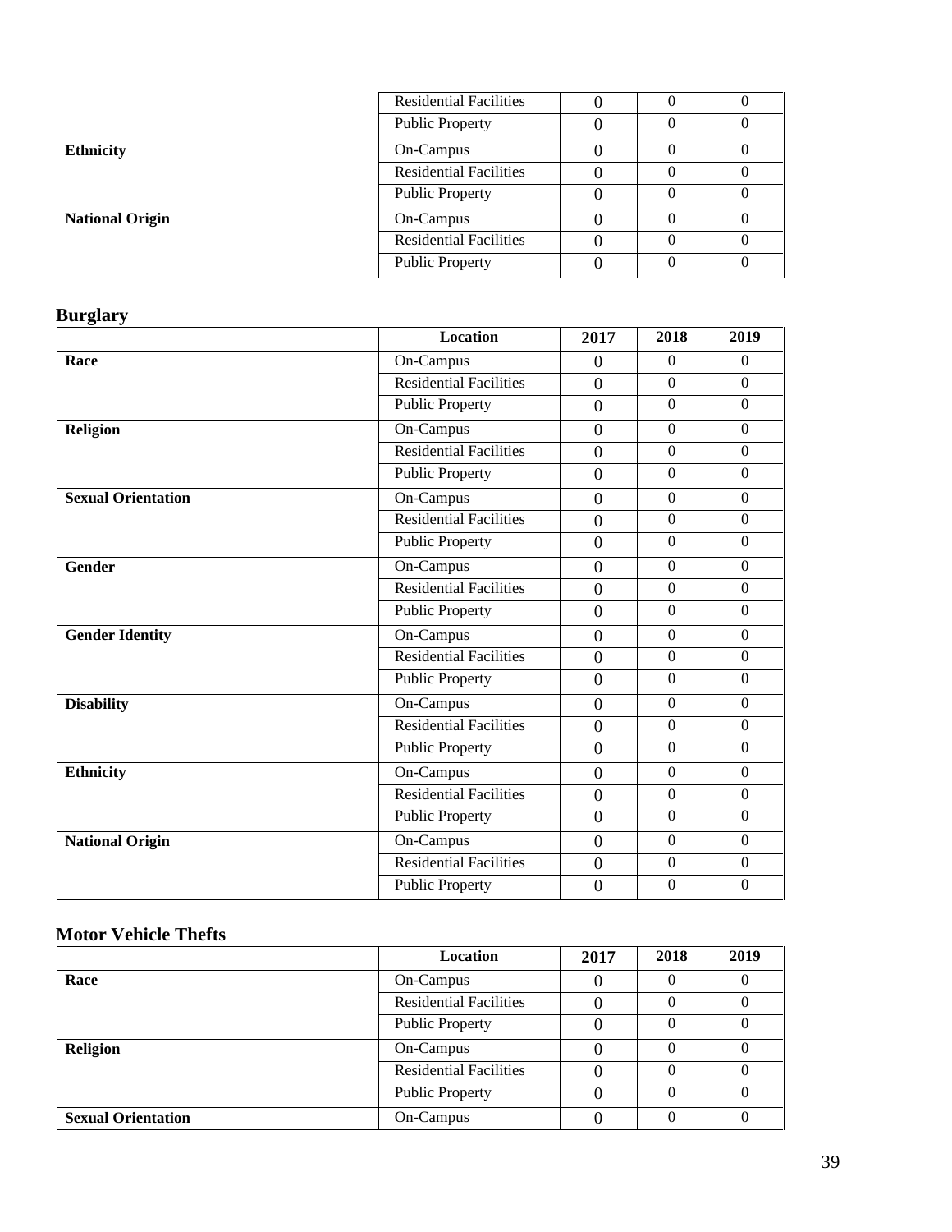|  | Residential Facilities | 0 | 0 | 0 |
| --- | --- | --- | --- | --- |
|  | Public Property | 0 | 0 | 0 |
| **Ethnicity** | On-Campus | 0 | 0 | 0 |
|  | Residential Facilities | 0 | 0 | 0 |
|  | Public Property | 0 | 0 | 0 |
| **National Origin** | On-Campus | 0 | 0 | 0 |
|  | Residential Facilities | 0 | 0 | 0 |
|  | Public Property | 0 | 0 | 0 |

## Burglary

|  | Location | 2017 | 2018 | 2019 |
| --- | --- | --- | --- | --- |
| **Race** | On-Campus | 0 | 0 | 0 |
|  | Residential Facilities | 0 | 0 | 0 |
|  | Public Property | 0 | 0 | 0 |
| **Religion** | On-Campus | 0 | 0 | 0 |
|  | Residential Facilities | 0 | 0 | 0 |
|  | Public Property | 0 | 0 | 0 |
| **Sexual Orientation** | On-Campus | 0 | 0 | 0 |
|  | Residential Facilities | 0 | 0 | 0 |
|  | Public Property | 0 | 0 | 0 |
| **Gender** | On-Campus | 0 | 0 | 0 |
|  | Residential Facilities | 0 | 0 | 0 |
|  | Public Property | 0 | 0 | 0 |
| **Gender Identity** | On-Campus | 0 | 0 | 0 |
|  | Residential Facilities | 0 | 0 | 0 |
|  | Public Property | 0 | 0 | 0 |
| **Disability** | On-Campus | 0 | 0 | 0 |
|  | Residential Facilities | 0 | 0 | 0 |
|  | Public Property | 0 | 0 | 0 |
| **Ethnicity** | On-Campus | 0 | 0 | 0 |
|  | Residential Facilities | 0 | 0 | 0 |
|  | Public Property | 0 | 0 | 0 |
| **National Origin** | On-Campus | 0 | 0 | 0 |
|  | Residential Facilities | 0 | 0 | 0 |
|  | Public Property | 0 | 0 | 0 |

## Motor Vehicle Thefts

|  | Location | 2017 | 2018 | 2019 |
| --- | --- | --- | --- | --- |
| **Race** | On-Campus | 0 | 0 | 0 |
|  | Residential Facilities | 0 | 0 | 0 |
|  | Public Property | 0 | 0 | 0 |
| **Religion** | On-Campus | 0 | 0 | 0 |
|  | Residential Facilities | 0 | 0 | 0 |
|  | Public Property | 0 | 0 | 0 |
| **Sexual Orientation** | On-Campus | 0 | 0 | 0 |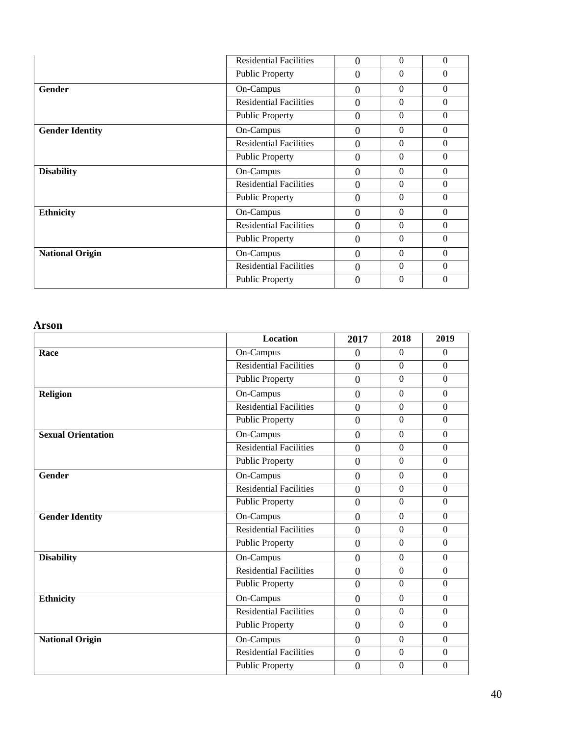| | | | | |
|---|---|---|---|---|
| | Residential Facilities | 0 | 0 | 0 |
| | Public Property | 0 | 0 | 0 |
| **Gender** | On-Campus | 0 | 0 | 0 |
| | Residential Facilities | 0 | 0 | 0 |
| | Public Property | 0 | 0 | 0 |
| **Gender Identity** | On-Campus | 0 | 0 | 0 |
| | Residential Facilities | 0 | 0 | 0 |
| | Public Property | 0 | 0 | 0 |
| **Disability** | On-Campus | 0 | 0 | 0 |
| | Residential Facilities | 0 | 0 | 0 |
| | Public Property | 0 | 0 | 0 |
| **Ethnicity** | On-Campus | 0 | 0 | 0 |
| | Residential Facilities | 0 | 0 | 0 |
| | Public Property | 0 | 0 | 0 |
| **National Origin** | On-Campus | 0 | 0 | 0 |
| | Residential Facilities | 0 | 0 | 0 |
| | Public Property | 0 | 0 | 0 |

### Arson

| | Location | 2017 | 2018 | 2019 |
|---|---|---|---|---|
| **Race** | On-Campus | 0 | 0 | 0 |
| | Residential Facilities | 0 | 0 | 0 |
| | Public Property | 0 | 0 | 0 |
| **Religion** | On-Campus | 0 | 0 | 0 |
| | Residential Facilities | 0 | 0 | 0 |
| | Public Property | 0 | 0 | 0 |
| **Sexual Orientation** | On-Campus | 0 | 0 | 0 |
| | Residential Facilities | 0 | 0 | 0 |
| | Public Property | 0 | 0 | 0 |
| **Gender** | On-Campus | 0 | 0 | 0 |
| | Residential Facilities | 0 | 0 | 0 |
| | Public Property | 0 | 0 | 0 |
| **Gender Identity** | On-Campus | 0 | 0 | 0 |
| | Residential Facilities | 0 | 0 | 0 |
| | Public Property | 0 | 0 | 0 |
| **Disability** | On-Campus | 0 | 0 | 0 |
| | Residential Facilities | 0 | 0 | 0 |
| | Public Property | 0 | 0 | 0 |
| **Ethnicity** | On-Campus | 0 | 0 | 0 |
| | Residential Facilities | 0 | 0 | 0 |
| | Public Property | 0 | 0 | 0 |
| **National Origin** | On-Campus | 0 | 0 | 0 |
| | Residential Facilities | 0 | 0 | 0 |
| | Public Property | 0 | 0 | 0 |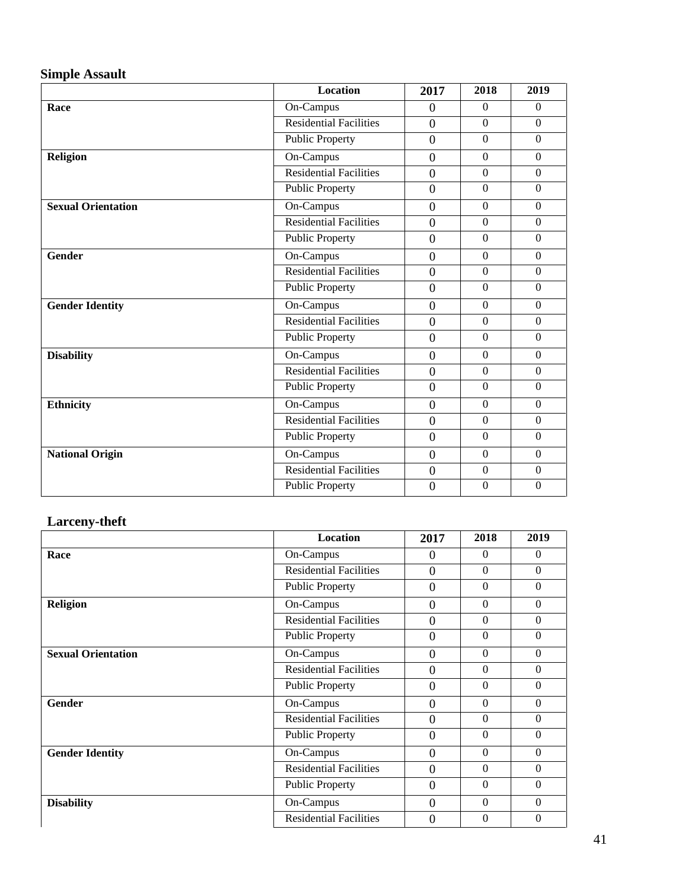**Simple Assault**

| | Location | 2017 | 2018 | 2019 |
|---|---|---|---|---|
| **Race** | On-Campus | 0 | 0 | 0 |
| | Residential Facilities | 0 | 0 | 0 |
| | Public Property | 0 | 0 | 0 |
| **Religion** | On-Campus | 0 | 0 | 0 |
| | Residential Facilities | 0 | 0 | 0 |
| | Public Property | 0 | 0 | 0 |
| **Sexual Orientation** | On-Campus | 0 | 0 | 0 |
| | Residential Facilities | 0 | 0 | 0 |
| | Public Property | 0 | 0 | 0 |
| **Gender** | On-Campus | 0 | 0 | 0 |
| | Residential Facilities | 0 | 0 | 0 |
| | Public Property | 0 | 0 | 0 |
| **Gender Identity** | On-Campus | 0 | 0 | 0 |
| | Residential Facilities | 0 | 0 | 0 |
| | Public Property | 0 | 0 | 0 |
| **Disability** | On-Campus | 0 | 0 | 0 |
| | Residential Facilities | 0 | 0 | 0 |
| | Public Property | 0 | 0 | 0 |
| **Ethnicity** | On-Campus | 0 | 0 | 0 |
| | Residential Facilities | 0 | 0 | 0 |
| | Public Property | 0 | 0 | 0 |
| **National Origin** | On-Campus | 0 | 0 | 0 |
| | Residential Facilities | 0 | 0 | 0 |
| | Public Property | 0 | 0 | 0 |

**Larceny-theft**

| | Location | 2017 | 2018 | 2019 |
|---|---|---|---|---|
| **Race** | On-Campus | 0 | 0 | 0 |
| | Residential Facilities | 0 | 0 | 0 |
| | Public Property | 0 | 0 | 0 |
| **Religion** | On-Campus | 0 | 0 | 0 |
| | Residential Facilities | 0 | 0 | 0 |
| | Public Property | 0 | 0 | 0 |
| **Sexual Orientation** | On-Campus | 0 | 0 | 0 |
| | Residential Facilities | 0 | 0 | 0 |
| | Public Property | 0 | 0 | 0 |
| **Gender** | On-Campus | 0 | 0 | 0 |
| | Residential Facilities | 0 | 0 | 0 |
| | Public Property | 0 | 0 | 0 |
| **Gender Identity** | On-Campus | 0 | 0 | 0 |
| | Residential Facilities | 0 | 0 | 0 |
| | Public Property | 0 | 0 | 0 |
| **Disability** | On-Campus | 0 | 0 | 0 |
| | Residential Facilities | 0 | 0 | 0 |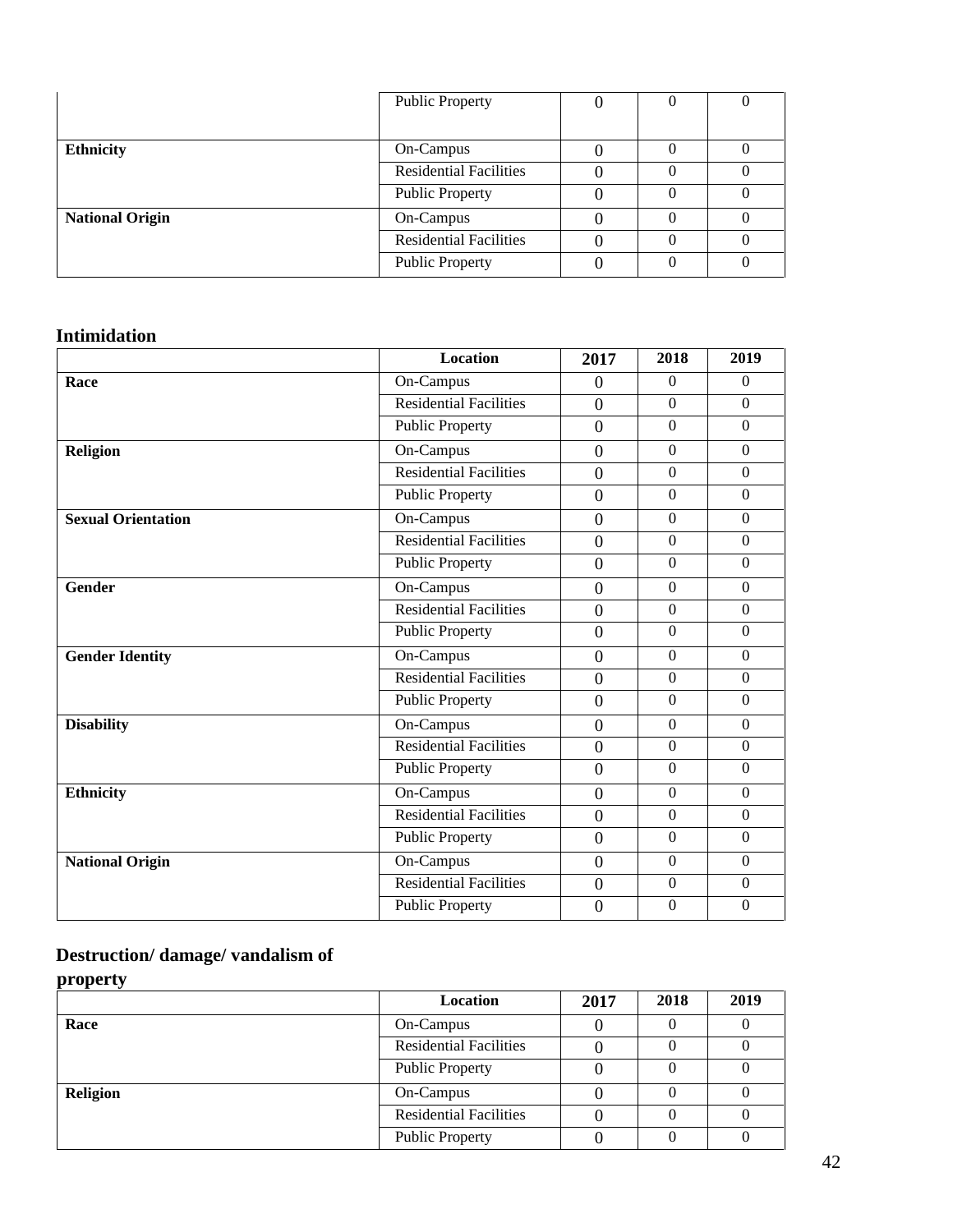| | | | | |
|---|---|---|---|---|
| | Public Property | 0 | 0 | 0 |
| **Ethnicity** | On-Campus | 0 | 0 | 0 |
| | Residential Facilities | 0 | 0 | 0 |
| | Public Property | 0 | 0 | 0 |
| **National Origin** | On-Campus | 0 | 0 | 0 |
| | Residential Facilities | 0 | 0 | 0 |
| | Public Property | 0 | 0 | 0 |

### Intimidation

| | Location | 2017 | 2018 | 2019 |
|---|---|---|---|---|
| **Race** | On-Campus | 0 | 0 | 0 |
| | Residential Facilities | 0 | 0 | 0 |
| | Public Property | 0 | 0 | 0 |
| **Religion** | On-Campus | 0 | 0 | 0 |
| | Residential Facilities | 0 | 0 | 0 |
| | Public Property | 0 | 0 | 0 |
| **Sexual Orientation** | On-Campus | 0 | 0 | 0 |
| | Residential Facilities | 0 | 0 | 0 |
| | Public Property | 0 | 0 | 0 |
| **Gender** | On-Campus | 0 | 0 | 0 |
| | Residential Facilities | 0 | 0 | 0 |
| | Public Property | 0 | 0 | 0 |
| **Gender Identity** | On-Campus | 0 | 0 | 0 |
| | Residential Facilities | 0 | 0 | 0 |
| | Public Property | 0 | 0 | 0 |
| **Disability** | On-Campus | 0 | 0 | 0 |
| | Residential Facilities | 0 | 0 | 0 |
| | Public Property | 0 | 0 | 0 |
| **Ethnicity** | On-Campus | 0 | 0 | 0 |
| | Residential Facilities | 0 | 0 | 0 |
| | Public Property | 0 | 0 | 0 |
| **National Origin** | On-Campus | 0 | 0 | 0 |
| | Residential Facilities | 0 | 0 | 0 |
| | Public Property | 0 | 0 | 0 |

### Destruction/ damage/ vandalism of property

| | Location | 2017 | 2018 | 2019 |
|---|---|---|---|---|
| **Race** | On-Campus | 0 | 0 | 0 |
| | Residential Facilities | 0 | 0 | 0 |
| | Public Property | 0 | 0 | 0 |
| **Religion** | On-Campus | 0 | 0 | 0 |
| | Residential Facilities | 0 | 0 | 0 |
| | Public Property | 0 | 0 | 0 |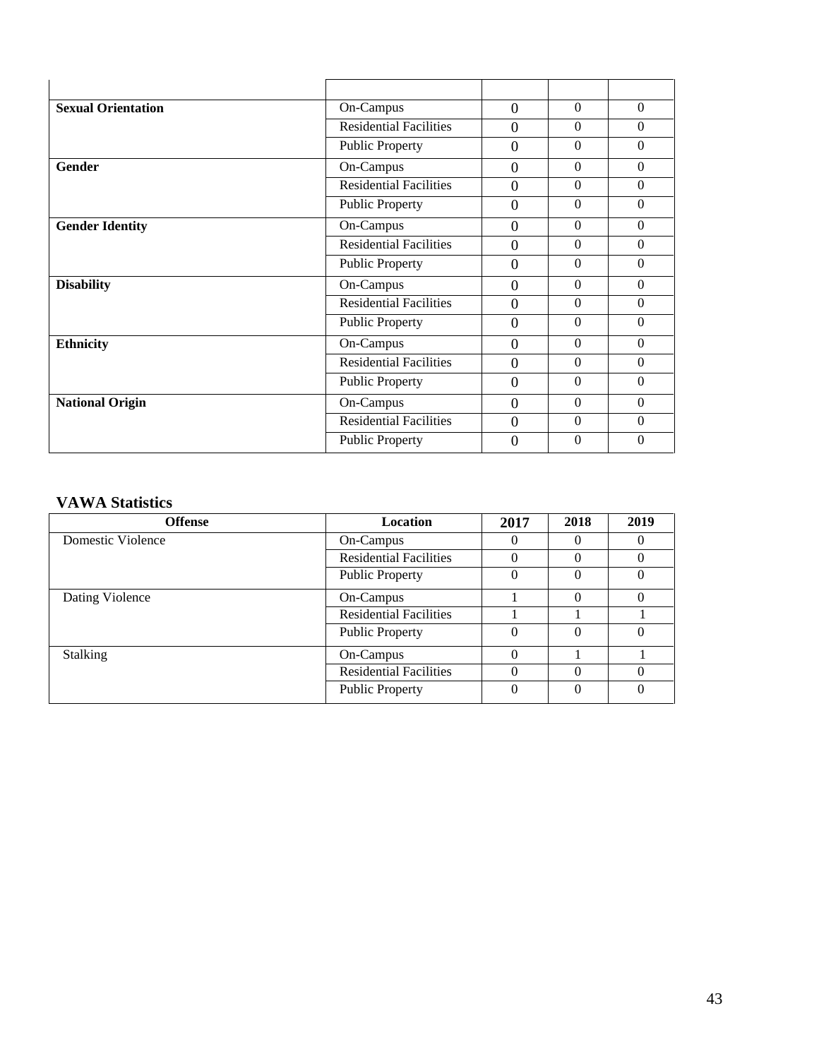| | | | | |
|---|---|---|---|---|
| **Sexual Orientation** | On-Campus | 0 | 0 | 0 |
| | Residential Facilities | 0 | 0 | 0 |
| | Public Property | 0 | 0 | 0 |
| **Gender** | On-Campus | 0 | 0 | 0 |
| | Residential Facilities | 0 | 0 | 0 |
| | Public Property | 0 | 0 | 0 |
| **Gender Identity** | On-Campus | 0 | 0 | 0 |
| | Residential Facilities | 0 | 0 | 0 |
| | Public Property | 0 | 0 | 0 |
| **Disability** | On-Campus | 0 | 0 | 0 |
| | Residential Facilities | 0 | 0 | 0 |
| | Public Property | 0 | 0 | 0 |
| **Ethnicity** | On-Campus | 0 | 0 | 0 |
| | Residential Facilities | 0 | 0 | 0 |
| | Public Property | 0 | 0 | 0 |
| **National Origin** | On-Campus | 0 | 0 | 0 |
| | Residential Facilities | 0 | 0 | 0 |
| | Public Property | 0 | 0 | 0 |

### VAWA Statistics

| Offense | Location | 2017 | 2018 | 2019 |
|---|---|---|---|---|
| Domestic Violence | On-Campus | 0 | 0 | 0 |
| | Residential Facilities | 0 | 0 | 0 |
| | Public Property | 0 | 0 | 0 |
| Dating Violence | On-Campus | 1 | 0 | 0 |
| | Residential Facilities | 1 | 1 | 1 |
| | Public Property | 0 | 0 | 0 |
| Stalking | On-Campus | 0 | 1 | 1 |
| | Residential Facilities | 0 | 0 | 0 |
| | Public Property | 0 | 0 | 0 |